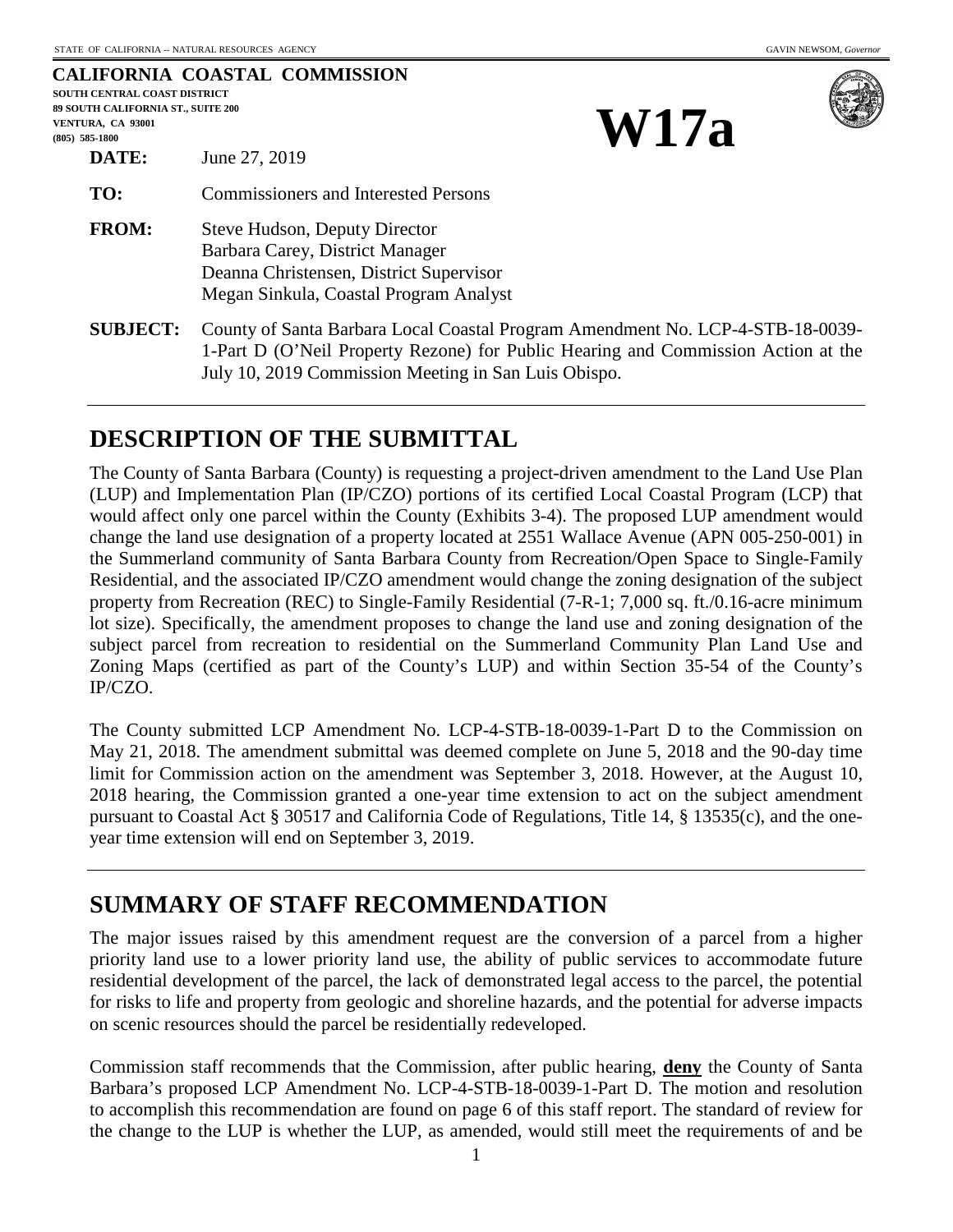STATE OF CALIFORNIA -- NATURAL RESOURCES AGENCY GAVIN NEWSOM, *Governor*

**CALIFORNIA COASTAL COMMISSION**
**SOUTH CENTRAL COAST DISTRICT**
**89 SOUTH CALIFORNIA ST., SUITE 200**
**VENTURA, CA 93001**
**(805) 585-1800**

# W17a

**DATE:** June 27, 2019

**TO:** Commissioners and Interested Persons

**FROM:** Steve Hudson, Deputy Director
Barbara Carey, District Manager
Deanna Christensen, District Supervisor
Megan Sinkula, Coastal Program Analyst

**SUBJECT:** County of Santa Barbara Local Coastal Program Amendment No. LCP-4-STB-18-0039-1-Part D (O'Neil Property Rezone) for Public Hearing and Commission Action at the July 10, 2019 Commission Meeting in San Luis Obispo.

## DESCRIPTION OF THE SUBMITTAL

The County of Santa Barbara (County) is requesting a project-driven amendment to the Land Use Plan (LUP) and Implementation Plan (IP/CZO) portions of its certified Local Coastal Program (LCP) that would affect only one parcel within the County (Exhibits 3-4). The proposed LUP amendment would change the land use designation of a property located at 2551 Wallace Avenue (APN 005-250-001) in the Summerland community of Santa Barbara County from Recreation/Open Space to Single-Family Residential, and the associated IP/CZO amendment would change the zoning designation of the subject property from Recreation (REC) to Single-Family Residential (7-R-1; 7,000 sq. ft./0.16-acre minimum lot size). Specifically, the amendment proposes to change the land use and zoning designation of the subject parcel from recreation to residential on the Summerland Community Plan Land Use and Zoning Maps (certified as part of the County's LUP) and within Section 35-54 of the County's IP/CZO.

The County submitted LCP Amendment No. LCP-4-STB-18-0039-1-Part D to the Commission on May 21, 2018. The amendment submittal was deemed complete on June 5, 2018 and the 90-day time limit for Commission action on the amendment was September 3, 2018. However, at the August 10, 2018 hearing, the Commission granted a one-year time extension to act on the subject amendment pursuant to Coastal Act § 30517 and California Code of Regulations, Title 14, § 13535(c), and the one-year time extension will end on September 3, 2019.

## SUMMARY OF STAFF RECOMMENDATION

The major issues raised by this amendment request are the conversion of a parcel from a higher priority land use to a lower priority land use, the ability of public services to accommodate future residential development of the parcel, the lack of demonstrated legal access to the parcel, the potential for risks to life and property from geologic and shoreline hazards, and the potential for adverse impacts on scenic resources should the parcel be residentially redeveloped.

Commission staff recommends that the Commission, after public hearing, **deny** the County of Santa Barbara's proposed LCP Amendment No. LCP-4-STB-18-0039-1-Part D. The motion and resolution to accomplish this recommendation are found on page 6 of this staff report. The standard of review for the change to the LUP is whether the LUP, as amended, would still meet the requirements of and be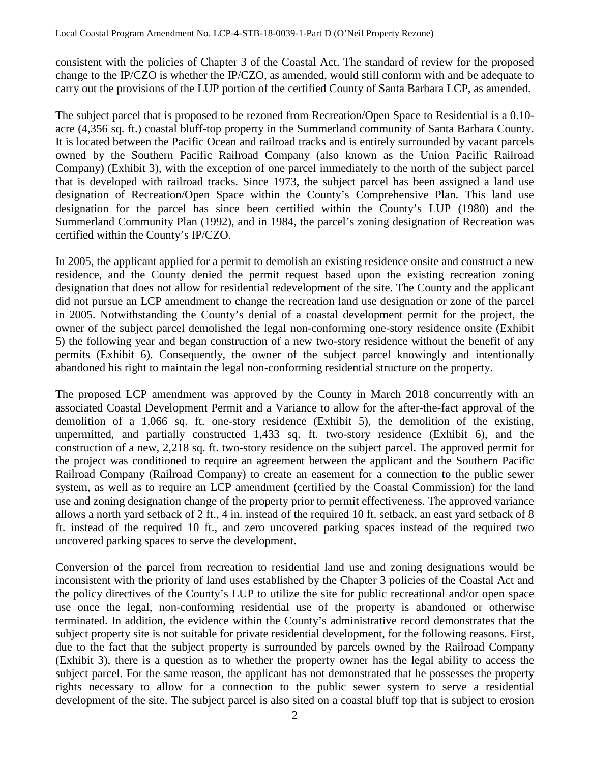consistent with the policies of Chapter 3 of the Coastal Act. The standard of review for the proposed change to the IP/CZO is whether the IP/CZO, as amended, would still conform with and be adequate to carry out the provisions of the LUP portion of the certified County of Santa Barbara LCP, as amended.

The subject parcel that is proposed to be rezoned from Recreation/Open Space to Residential is a 0.10-acre (4,356 sq. ft.) coastal bluff-top property in the Summerland community of Santa Barbara County. It is located between the Pacific Ocean and railroad tracks and is entirely surrounded by vacant parcels owned by the Southern Pacific Railroad Company (also known as the Union Pacific Railroad Company) (Exhibit 3), with the exception of one parcel immediately to the north of the subject parcel that is developed with railroad tracks. Since 1973, the subject parcel has been assigned a land use designation of Recreation/Open Space within the County's Comprehensive Plan. This land use designation for the parcel has since been certified within the County's LUP (1980) and the Summerland Community Plan (1992), and in 1984, the parcel's zoning designation of Recreation was certified within the County's IP/CZO.

In 2005, the applicant applied for a permit to demolish an existing residence onsite and construct a new residence, and the County denied the permit request based upon the existing recreation zoning designation that does not allow for residential redevelopment of the site. The County and the applicant did not pursue an LCP amendment to change the recreation land use designation or zone of the parcel in 2005. Notwithstanding the County's denial of a coastal development permit for the project, the owner of the subject parcel demolished the legal non-conforming one-story residence onsite (Exhibit 5) the following year and began construction of a new two-story residence without the benefit of any permits (Exhibit 6). Consequently, the owner of the subject parcel knowingly and intentionally abandoned his right to maintain the legal non-conforming residential structure on the property.

The proposed LCP amendment was approved by the County in March 2018 concurrently with an associated Coastal Development Permit and a Variance to allow for the after-the-fact approval of the demolition of a 1,066 sq. ft. one-story residence (Exhibit 5), the demolition of the existing, unpermitted, and partially constructed 1,433 sq. ft. two-story residence (Exhibit 6), and the construction of a new, 2,218 sq. ft. two-story residence on the subject parcel. The approved permit for the project was conditioned to require an agreement between the applicant and the Southern Pacific Railroad Company (Railroad Company) to create an easement for a connection to the public sewer system, as well as to require an LCP amendment (certified by the Coastal Commission) for the land use and zoning designation change of the property prior to permit effectiveness. The approved variance allows a north yard setback of 2 ft., 4 in. instead of the required 10 ft. setback, an east yard setback of 8 ft. instead of the required 10 ft., and zero uncovered parking spaces instead of the required two uncovered parking spaces to serve the development.

Conversion of the parcel from recreation to residential land use and zoning designations would be inconsistent with the priority of land uses established by the Chapter 3 policies of the Coastal Act and the policy directives of the County's LUP to utilize the site for public recreational and/or open space use once the legal, non-conforming residential use of the property is abandoned or otherwise terminated. In addition, the evidence within the County's administrative record demonstrates that the subject property site is not suitable for private residential development, for the following reasons. First, due to the fact that the subject property is surrounded by parcels owned by the Railroad Company (Exhibit 3), there is a question as to whether the property owner has the legal ability to access the subject parcel. For the same reason, the applicant has not demonstrated that he possesses the property rights necessary to allow for a connection to the public sewer system to serve a residential development of the site. The subject parcel is also sited on a coastal bluff top that is subject to erosion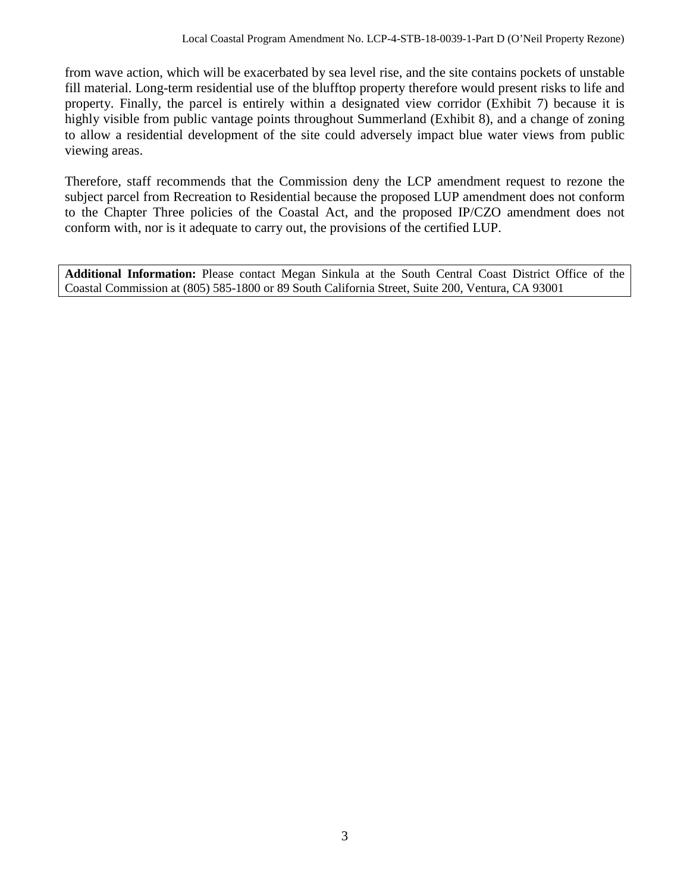from wave action, which will be exacerbated by sea level rise, and the site contains pockets of unstable fill material. Long-term residential use of the blufftop property therefore would present risks to life and property. Finally, the parcel is entirely within a designated view corridor (Exhibit 7) because it is highly visible from public vantage points throughout Summerland (Exhibit 8), and a change of zoning to allow a residential development of the site could adversely impact blue water views from public viewing areas.

Therefore, staff recommends that the Commission deny the LCP amendment request to rezone the subject parcel from Recreation to Residential because the proposed LUP amendment does not conform to the Chapter Three policies of the Coastal Act, and the proposed IP/CZO amendment does not conform with, nor is it adequate to carry out, the provisions of the certified LUP.

**Additional Information:** Please contact Megan Sinkula at the South Central Coast District Office of the Coastal Commission at (805) 585-1800 or 89 South California Street, Suite 200, Ventura, CA 93001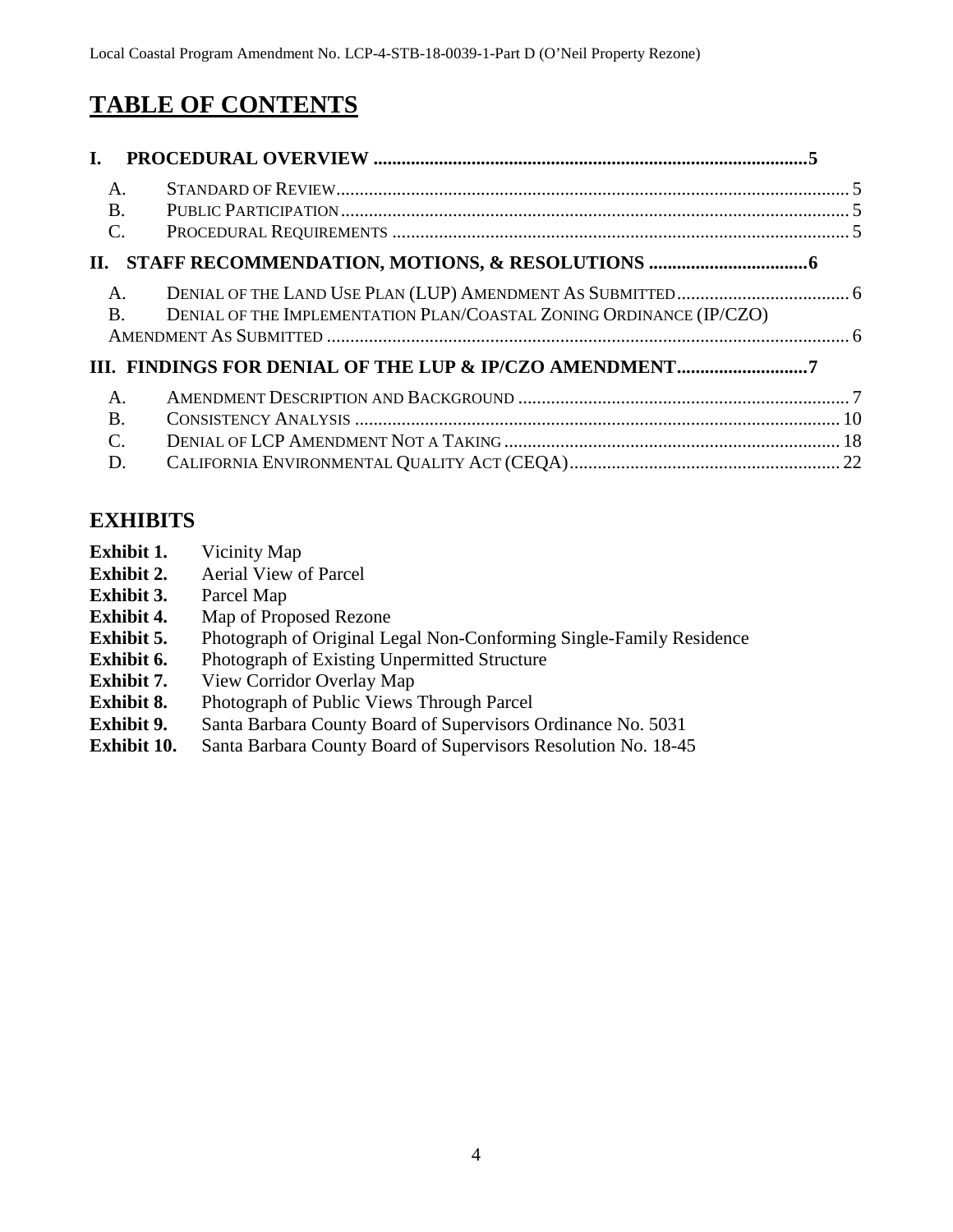# TABLE OF CONTENTS

**I. PROCEDURAL OVERVIEW ............................................................................................5**

A. STANDARD OF REVIEW.............................................................................................................. 5
B. PUBLIC PARTICIPATION............................................................................................................. 5
C. PROCEDURAL REQUIREMENTS ................................................................................................. 5

**II. STAFF RECOMMENDATION, MOTIONS, & RESOLUTIONS .................................6**

A. DENIAL OF THE LAND USE PLAN (LUP) AMENDMENT AS SUBMITTED..................................... 6
B. DENIAL OF THE IMPLEMENTATION PLAN/COASTAL ZONING ORDINANCE (IP/CZO) AMENDMENT AS SUBMITTED ............................................................................................................... 6

**III. FINDINGS FOR DENIAL OF THE LUP & IP/CZO AMENDMENT...........................7**

A. AMENDMENT DESCRIPTION AND BACKGROUND ....................................................................... 7
B. CONSISTENCY ANALYSIS ........................................................................................................ 10
C. DENIAL OF LCP AMENDMENT NOT A TAKING ........................................................................ 18
D. CALIFORNIA ENVIRONMENTAL QUALITY ACT (CEQA).......................................................... 22

## EXHIBITS

**Exhibit 1.** Vicinity Map
**Exhibit 2.** Aerial View of Parcel
**Exhibit 3.** Parcel Map
**Exhibit 4.** Map of Proposed Rezone
**Exhibit 5.** Photograph of Original Legal Non-Conforming Single-Family Residence
**Exhibit 6.** Photograph of Existing Unpermitted Structure
**Exhibit 7.** View Corridor Overlay Map
**Exhibit 8.** Photograph of Public Views Through Parcel
**Exhibit 9.** Santa Barbara County Board of Supervisors Ordinance No. 5031
**Exhibit 10.** Santa Barbara County Board of Supervisors Resolution No. 18-45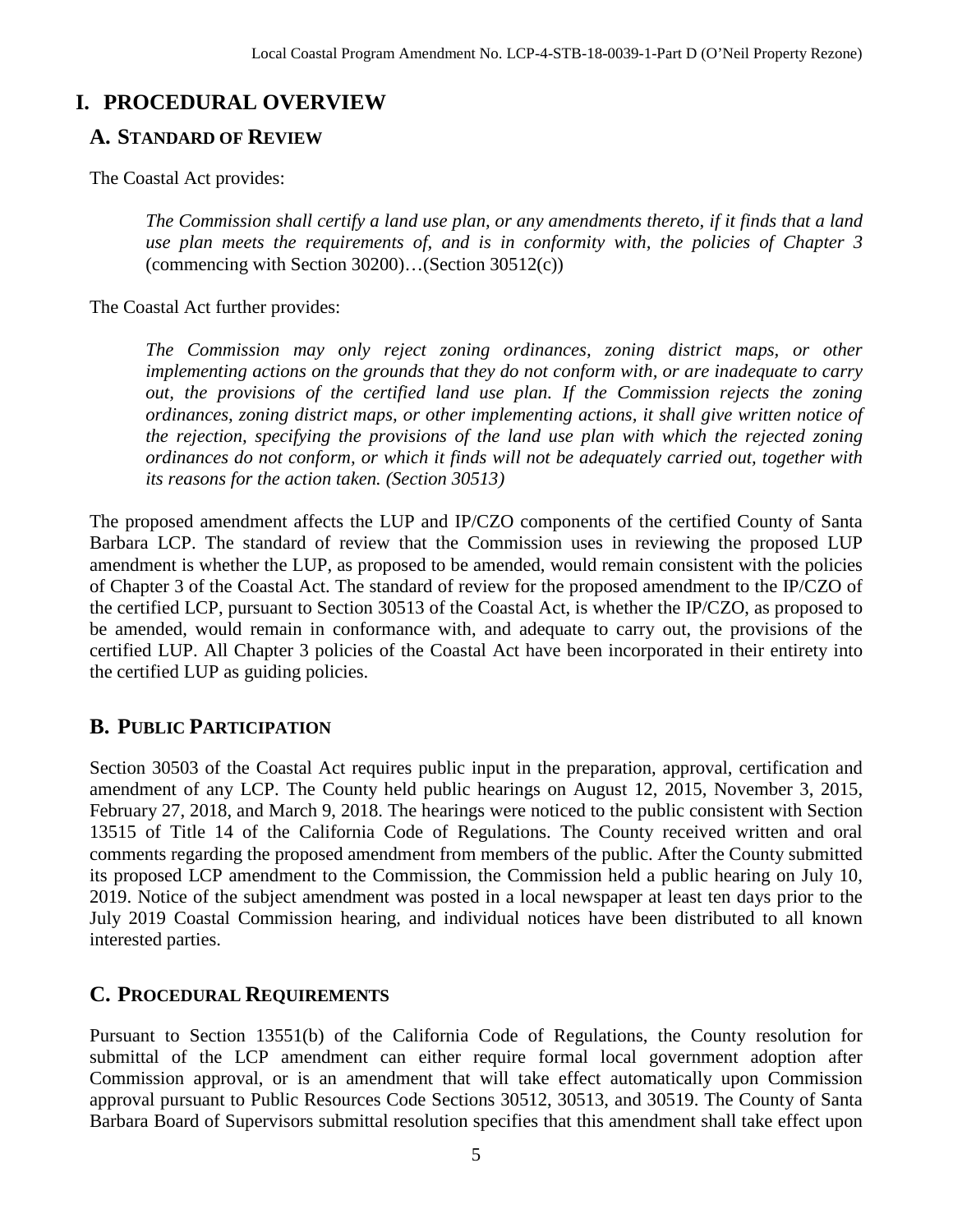# I. PROCEDURAL OVERVIEW

## A. STANDARD OF REVIEW

The Coastal Act provides:

> *The Commission shall certify a land use plan, or any amendments thereto, if it finds that a land use plan meets the requirements of, and is in conformity with, the policies of Chapter 3* (commencing with Section 30200)…(Section 30512(c))

The Coastal Act further provides:

> *The Commission may only reject zoning ordinances, zoning district maps, or other implementing actions on the grounds that they do not conform with, or are inadequate to carry out, the provisions of the certified land use plan. If the Commission rejects the zoning ordinances, zoning district maps, or other implementing actions, it shall give written notice of the rejection, specifying the provisions of the land use plan with which the rejected zoning ordinances do not conform, or which it finds will not be adequately carried out, together with its reasons for the action taken. (Section 30513)*

The proposed amendment affects the LUP and IP/CZO components of the certified County of Santa Barbara LCP. The standard of review that the Commission uses in reviewing the proposed LUP amendment is whether the LUP, as proposed to be amended, would remain consistent with the policies of Chapter 3 of the Coastal Act. The standard of review for the proposed amendment to the IP/CZO of the certified LCP, pursuant to Section 30513 of the Coastal Act, is whether the IP/CZO, as proposed to be amended, would remain in conformance with, and adequate to carry out, the provisions of the certified LUP. All Chapter 3 policies of the Coastal Act have been incorporated in their entirety into the certified LUP as guiding policies.

## B. PUBLIC PARTICIPATION

Section 30503 of the Coastal Act requires public input in the preparation, approval, certification and amendment of any LCP. The County held public hearings on August 12, 2015, November 3, 2015, February 27, 2018, and March 9, 2018. The hearings were noticed to the public consistent with Section 13515 of Title 14 of the California Code of Regulations. The County received written and oral comments regarding the proposed amendment from members of the public. After the County submitted its proposed LCP amendment to the Commission, the Commission held a public hearing on July 10, 2019. Notice of the subject amendment was posted in a local newspaper at least ten days prior to the July 2019 Coastal Commission hearing, and individual notices have been distributed to all known interested parties.

## C. PROCEDURAL REQUIREMENTS

Pursuant to Section 13551(b) of the California Code of Regulations, the County resolution for submittal of the LCP amendment can either require formal local government adoption after Commission approval, or is an amendment that will take effect automatically upon Commission approval pursuant to Public Resources Code Sections 30512, 30513, and 30519. The County of Santa Barbara Board of Supervisors submittal resolution specifies that this amendment shall take effect upon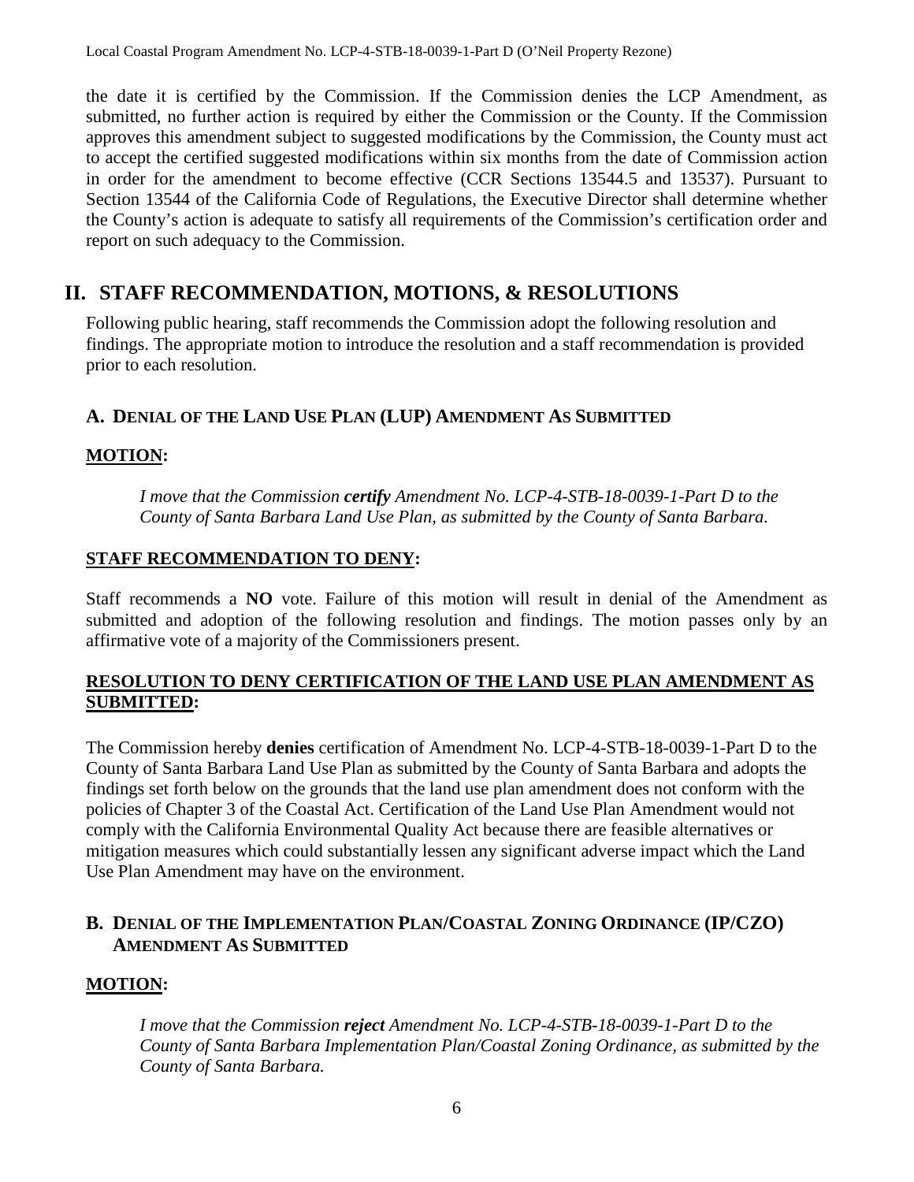the date it is certified by the Commission. If the Commission denies the LCP Amendment, as submitted, no further action is required by either the Commission or the County. If the Commission approves this amendment subject to suggested modifications by the Commission, the County must act to accept the certified suggested modifications within six months from the date of Commission action in order for the amendment to become effective (CCR Sections 13544.5 and 13537). Pursuant to Section 13544 of the California Code of Regulations, the Executive Director shall determine whether the County's action is adequate to satisfy all requirements of the Commission's certification order and report on such adequacy to the Commission.

## II. STAFF RECOMMENDATION, MOTIONS, & RESOLUTIONS

Following public hearing, staff recommends the Commission adopt the following resolution and findings. The appropriate motion to introduce the resolution and a staff recommendation is provided prior to each resolution.

### A. DENIAL OF THE LAND USE PLAN (LUP) AMENDMENT AS SUBMITTED

**MOTION:**

*I move that the Commission* ***certify*** *Amendment No. LCP-4-STB-18-0039-1-Part D to the County of Santa Barbara Land Use Plan, as submitted by the County of Santa Barbara.*

**STAFF RECOMMENDATION TO DENY:**

Staff recommends a **NO** vote. Failure of this motion will result in denial of the Amendment as submitted and adoption of the following resolution and findings. The motion passes only by an affirmative vote of a majority of the Commissioners present.

**RESOLUTION TO DENY CERTIFICATION OF THE LAND USE PLAN AMENDMENT AS SUBMITTED:**

The Commission hereby **denies** certification of Amendment No. LCP-4-STB-18-0039-1-Part D to the County of Santa Barbara Land Use Plan as submitted by the County of Santa Barbara and adopts the findings set forth below on the grounds that the land use plan amendment does not conform with the policies of Chapter 3 of the Coastal Act. Certification of the Land Use Plan Amendment would not comply with the California Environmental Quality Act because there are feasible alternatives or mitigation measures which could substantially lessen any significant adverse impact which the Land Use Plan Amendment may have on the environment.

### B. DENIAL OF THE IMPLEMENTATION PLAN/COASTAL ZONING ORDINANCE (IP/CZO) AMENDMENT AS SUBMITTED

**MOTION:**

*I move that the Commission* ***reject*** *Amendment No. LCP-4-STB-18-0039-1-Part D to the County of Santa Barbara Implementation Plan/Coastal Zoning Ordinance, as submitted by the County of Santa Barbara.*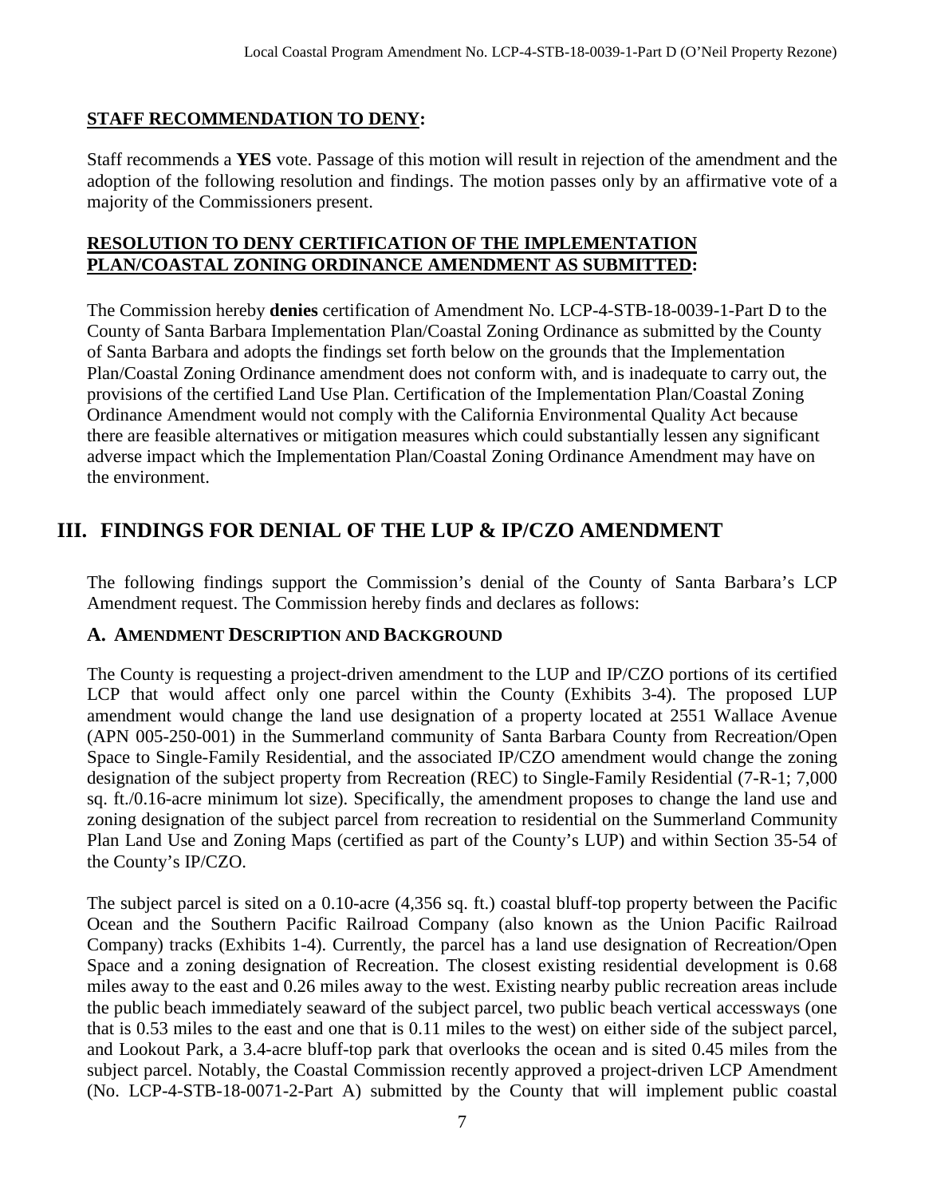**STAFF RECOMMENDATION TO DENY:**

Staff recommends a **YES** vote. Passage of this motion will result in rejection of the amendment and the adoption of the following resolution and findings. The motion passes only by an affirmative vote of a majority of the Commissioners present.

**RESOLUTION TO DENY CERTIFICATION OF THE IMPLEMENTATION PLAN/COASTAL ZONING ORDINANCE AMENDMENT AS SUBMITTED:**

The Commission hereby **denies** certification of Amendment No. LCP-4-STB-18-0039-1-Part D to the County of Santa Barbara Implementation Plan/Coastal Zoning Ordinance as submitted by the County of Santa Barbara and adopts the findings set forth below on the grounds that the Implementation Plan/Coastal Zoning Ordinance amendment does not conform with, and is inadequate to carry out, the provisions of the certified Land Use Plan. Certification of the Implementation Plan/Coastal Zoning Ordinance Amendment would not comply with the California Environmental Quality Act because there are feasible alternatives or mitigation measures which could substantially lessen any significant adverse impact which the Implementation Plan/Coastal Zoning Ordinance Amendment may have on the environment.

# III. FINDINGS FOR DENIAL OF THE LUP & IP/CZO AMENDMENT

The following findings support the Commission's denial of the County of Santa Barbara's LCP Amendment request. The Commission hereby finds and declares as follows:

## A. AMENDMENT DESCRIPTION AND BACKGROUND

The County is requesting a project-driven amendment to the LUP and IP/CZO portions of its certified LCP that would affect only one parcel within the County (Exhibits 3-4). The proposed LUP amendment would change the land use designation of a property located at 2551 Wallace Avenue (APN 005-250-001) in the Summerland community of Santa Barbara County from Recreation/Open Space to Single-Family Residential, and the associated IP/CZO amendment would change the zoning designation of the subject property from Recreation (REC) to Single-Family Residential (7-R-1; 7,000 sq. ft./0.16-acre minimum lot size). Specifically, the amendment proposes to change the land use and zoning designation of the subject parcel from recreation to residential on the Summerland Community Plan Land Use and Zoning Maps (certified as part of the County's LUP) and within Section 35-54 of the County's IP/CZO.

The subject parcel is sited on a 0.10-acre (4,356 sq. ft.) coastal bluff-top property between the Pacific Ocean and the Southern Pacific Railroad Company (also known as the Union Pacific Railroad Company) tracks (Exhibits 1-4). Currently, the parcel has a land use designation of Recreation/Open Space and a zoning designation of Recreation. The closest existing residential development is 0.68 miles away to the east and 0.26 miles away to the west. Existing nearby public recreation areas include the public beach immediately seaward of the subject parcel, two public beach vertical accessways (one that is 0.53 miles to the east and one that is 0.11 miles to the west) on either side of the subject parcel, and Lookout Park, a 3.4-acre bluff-top park that overlooks the ocean and is sited 0.45 miles from the subject parcel. Notably, the Coastal Commission recently approved a project-driven LCP Amendment (No. LCP-4-STB-18-0071-2-Part A) submitted by the County that will implement public coastal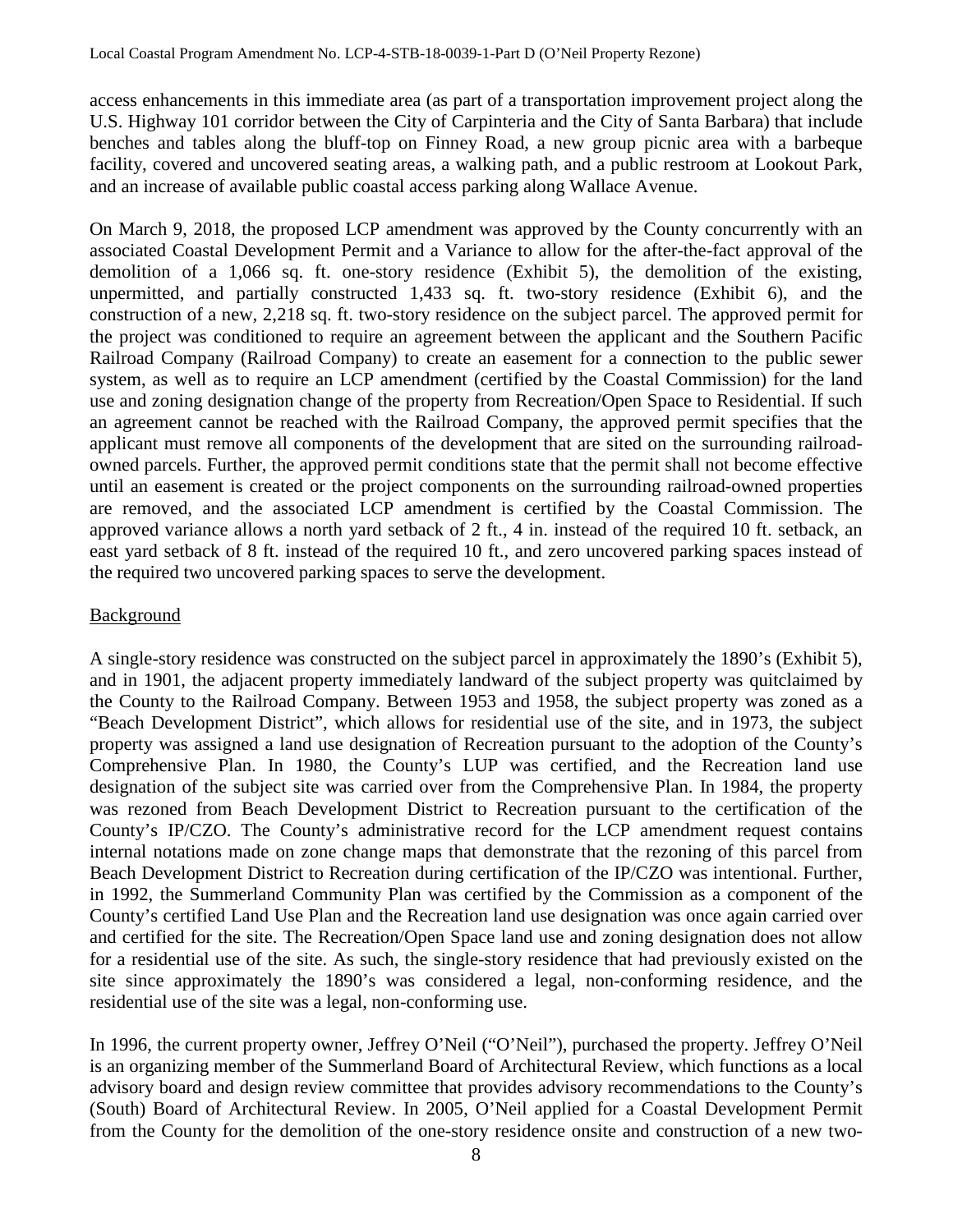access enhancements in this immediate area (as part of a transportation improvement project along the U.S. Highway 101 corridor between the City of Carpinteria and the City of Santa Barbara) that include benches and tables along the bluff-top on Finney Road, a new group picnic area with a barbeque facility, covered and uncovered seating areas, a walking path, and a public restroom at Lookout Park, and an increase of available public coastal access parking along Wallace Avenue.

On March 9, 2018, the proposed LCP amendment was approved by the County concurrently with an associated Coastal Development Permit and a Variance to allow for the after-the-fact approval of the demolition of a 1,066 sq. ft. one-story residence (Exhibit 5), the demolition of the existing, unpermitted, and partially constructed 1,433 sq. ft. two-story residence (Exhibit 6), and the construction of a new, 2,218 sq. ft. two-story residence on the subject parcel. The approved permit for the project was conditioned to require an agreement between the applicant and the Southern Pacific Railroad Company (Railroad Company) to create an easement for a connection to the public sewer system, as well as to require an LCP amendment (certified by the Coastal Commission) for the land use and zoning designation change of the property from Recreation/Open Space to Residential. If such an agreement cannot be reached with the Railroad Company, the approved permit specifies that the applicant must remove all components of the development that are sited on the surrounding railroad-owned parcels. Further, the approved permit conditions state that the permit shall not become effective until an easement is created or the project components on the surrounding railroad-owned properties are removed, and the associated LCP amendment is certified by the Coastal Commission. The approved variance allows a north yard setback of 2 ft., 4 in. instead of the required 10 ft. setback, an east yard setback of 8 ft. instead of the required 10 ft., and zero uncovered parking spaces instead of the required two uncovered parking spaces to serve the development.

## Background

A single-story residence was constructed on the subject parcel in approximately the 1890's (Exhibit 5), and in 1901, the adjacent property immediately landward of the subject property was quitclaimed by the County to the Railroad Company. Between 1953 and 1958, the subject property was zoned as a "Beach Development District", which allows for residential use of the site, and in 1973, the subject property was assigned a land use designation of Recreation pursuant to the adoption of the County's Comprehensive Plan. In 1980, the County's LUP was certified, and the Recreation land use designation of the subject site was carried over from the Comprehensive Plan. In 1984, the property was rezoned from Beach Development District to Recreation pursuant to the certification of the County's IP/CZO. The County's administrative record for the LCP amendment request contains internal notations made on zone change maps that demonstrate that the rezoning of this parcel from Beach Development District to Recreation during certification of the IP/CZO was intentional. Further, in 1992, the Summerland Community Plan was certified by the Commission as a component of the County's certified Land Use Plan and the Recreation land use designation was once again carried over and certified for the site. The Recreation/Open Space land use and zoning designation does not allow for a residential use of the site. As such, the single-story residence that had previously existed on the site since approximately the 1890's was considered a legal, non-conforming residence, and the residential use of the site was a legal, non-conforming use.

In 1996, the current property owner, Jeffrey O'Neil ("O'Neil"), purchased the property. Jeffrey O'Neil is an organizing member of the Summerland Board of Architectural Review, which functions as a local advisory board and design review committee that provides advisory recommendations to the County's (South) Board of Architectural Review. In 2005, O'Neil applied for a Coastal Development Permit from the County for the demolition of the one-story residence onsite and construction of a new two-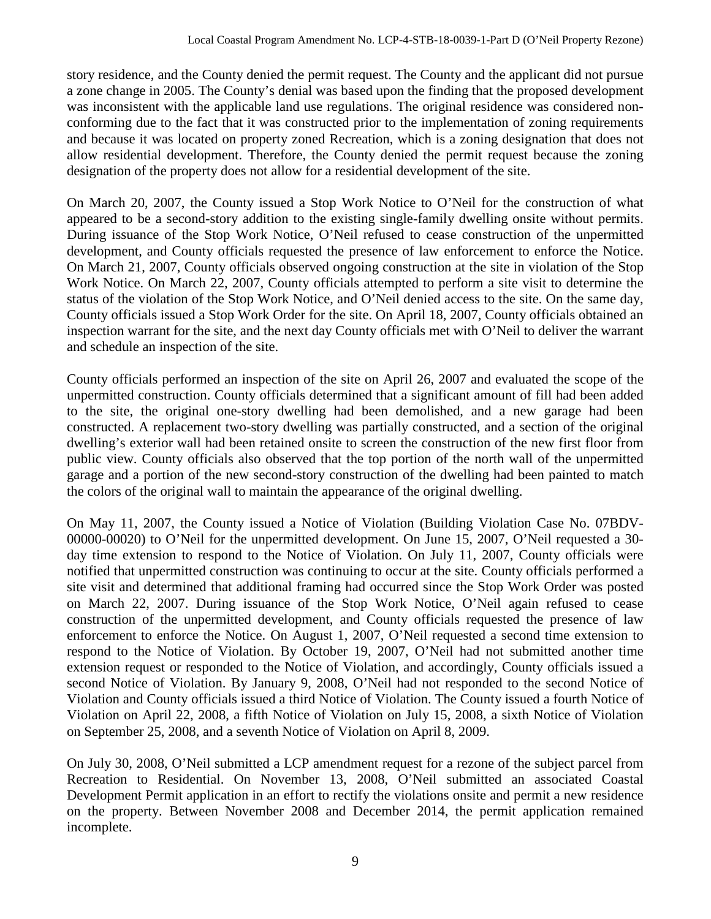story residence, and the County denied the permit request. The County and the applicant did not pursue a zone change in 2005. The County's denial was based upon the finding that the proposed development was inconsistent with the applicable land use regulations. The original residence was considered non-conforming due to the fact that it was constructed prior to the implementation of zoning requirements and because it was located on property zoned Recreation, which is a zoning designation that does not allow residential development. Therefore, the County denied the permit request because the zoning designation of the property does not allow for a residential development of the site.

On March 20, 2007, the County issued a Stop Work Notice to O'Neil for the construction of what appeared to be a second-story addition to the existing single-family dwelling onsite without permits. During issuance of the Stop Work Notice, O'Neil refused to cease construction of the unpermitted development, and County officials requested the presence of law enforcement to enforce the Notice. On March 21, 2007, County officials observed ongoing construction at the site in violation of the Stop Work Notice. On March 22, 2007, County officials attempted to perform a site visit to determine the status of the violation of the Stop Work Notice, and O'Neil denied access to the site. On the same day, County officials issued a Stop Work Order for the site. On April 18, 2007, County officials obtained an inspection warrant for the site, and the next day County officials met with O'Neil to deliver the warrant and schedule an inspection of the site.

County officials performed an inspection of the site on April 26, 2007 and evaluated the scope of the unpermitted construction. County officials determined that a significant amount of fill had been added to the site, the original one-story dwelling had been demolished, and a new garage had been constructed. A replacement two-story dwelling was partially constructed, and a section of the original dwelling's exterior wall had been retained onsite to screen the construction of the new first floor from public view. County officials also observed that the top portion of the north wall of the unpermitted garage and a portion of the new second-story construction of the dwelling had been painted to match the colors of the original wall to maintain the appearance of the original dwelling.

On May 11, 2007, the County issued a Notice of Violation (Building Violation Case No. 07BDV-00000-00020) to O'Neil for the unpermitted development. On June 15, 2007, O'Neil requested a 30-day time extension to respond to the Notice of Violation. On July 11, 2007, County officials were notified that unpermitted construction was continuing to occur at the site. County officials performed a site visit and determined that additional framing had occurred since the Stop Work Order was posted on March 22, 2007. During issuance of the Stop Work Notice, O'Neil again refused to cease construction of the unpermitted development, and County officials requested the presence of law enforcement to enforce the Notice. On August 1, 2007, O'Neil requested a second time extension to respond to the Notice of Violation. By October 19, 2007, O'Neil had not submitted another time extension request or responded to the Notice of Violation, and accordingly, County officials issued a second Notice of Violation. By January 9, 2008, O'Neil had not responded to the second Notice of Violation and County officials issued a third Notice of Violation. The County issued a fourth Notice of Violation on April 22, 2008, a fifth Notice of Violation on July 15, 2008, a sixth Notice of Violation on September 25, 2008, and a seventh Notice of Violation on April 8, 2009.

On July 30, 2008, O'Neil submitted a LCP amendment request for a rezone of the subject parcel from Recreation to Residential. On November 13, 2008, O'Neil submitted an associated Coastal Development Permit application in an effort to rectify the violations onsite and permit a new residence on the property. Between November 2008 and December 2014, the permit application remained incomplete.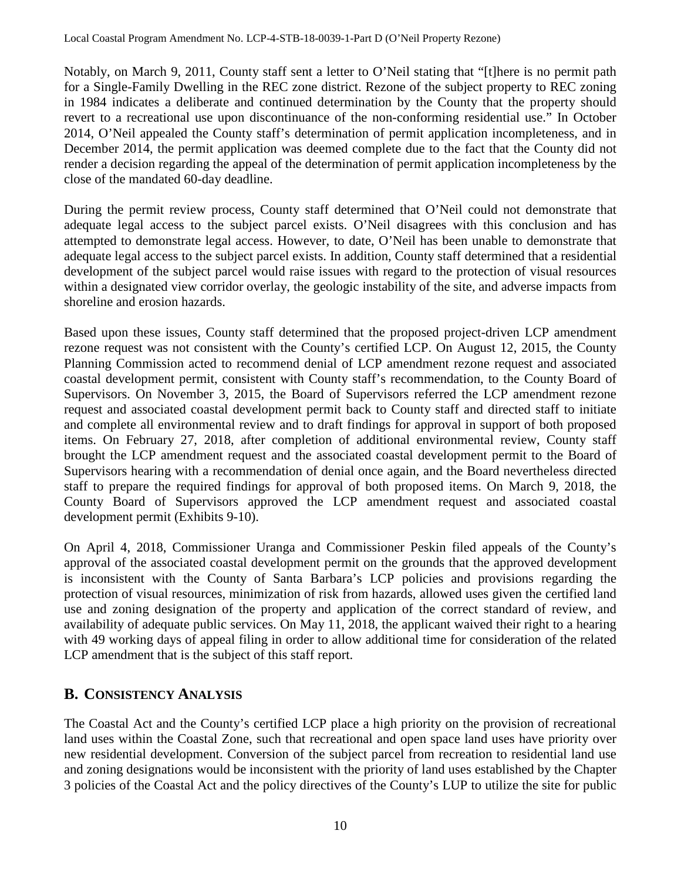Notably, on March 9, 2011, County staff sent a letter to O'Neil stating that "[t]here is no permit path for a Single-Family Dwelling in the REC zone district. Rezone of the subject property to REC zoning in 1984 indicates a deliberate and continued determination by the County that the property should revert to a recreational use upon discontinuance of the non-conforming residential use." In October 2014, O'Neil appealed the County staff's determination of permit application incompleteness, and in December 2014, the permit application was deemed complete due to the fact that the County did not render a decision regarding the appeal of the determination of permit application incompleteness by the close of the mandated 60-day deadline.

During the permit review process, County staff determined that O'Neil could not demonstrate that adequate legal access to the subject parcel exists. O'Neil disagrees with this conclusion and has attempted to demonstrate legal access. However, to date, O'Neil has been unable to demonstrate that adequate legal access to the subject parcel exists. In addition, County staff determined that a residential development of the subject parcel would raise issues with regard to the protection of visual resources within a designated view corridor overlay, the geologic instability of the site, and adverse impacts from shoreline and erosion hazards.

Based upon these issues, County staff determined that the proposed project-driven LCP amendment rezone request was not consistent with the County's certified LCP. On August 12, 2015, the County Planning Commission acted to recommend denial of LCP amendment rezone request and associated coastal development permit, consistent with County staff's recommendation, to the County Board of Supervisors. On November 3, 2015, the Board of Supervisors referred the LCP amendment rezone request and associated coastal development permit back to County staff and directed staff to initiate and complete all environmental review and to draft findings for approval in support of both proposed items. On February 27, 2018, after completion of additional environmental review, County staff brought the LCP amendment request and the associated coastal development permit to the Board of Supervisors hearing with a recommendation of denial once again, and the Board nevertheless directed staff to prepare the required findings for approval of both proposed items. On March 9, 2018, the County Board of Supervisors approved the LCP amendment request and associated coastal development permit (Exhibits 9-10).

On April 4, 2018, Commissioner Uranga and Commissioner Peskin filed appeals of the County's approval of the associated coastal development permit on the grounds that the approved development is inconsistent with the County of Santa Barbara's LCP policies and provisions regarding the protection of visual resources, minimization of risk from hazards, allowed uses given the certified land use and zoning designation of the property and application of the correct standard of review, and availability of adequate public services. On May 11, 2018, the applicant waived their right to a hearing with 49 working days of appeal filing in order to allow additional time for consideration of the related LCP amendment that is the subject of this staff report.

## B. Consistency Analysis

The Coastal Act and the County's certified LCP place a high priority on the provision of recreational land uses within the Coastal Zone, such that recreational and open space land uses have priority over new residential development. Conversion of the subject parcel from recreation to residential land use and zoning designations would be inconsistent with the priority of land uses established by the Chapter 3 policies of the Coastal Act and the policy directives of the County's LUP to utilize the site for public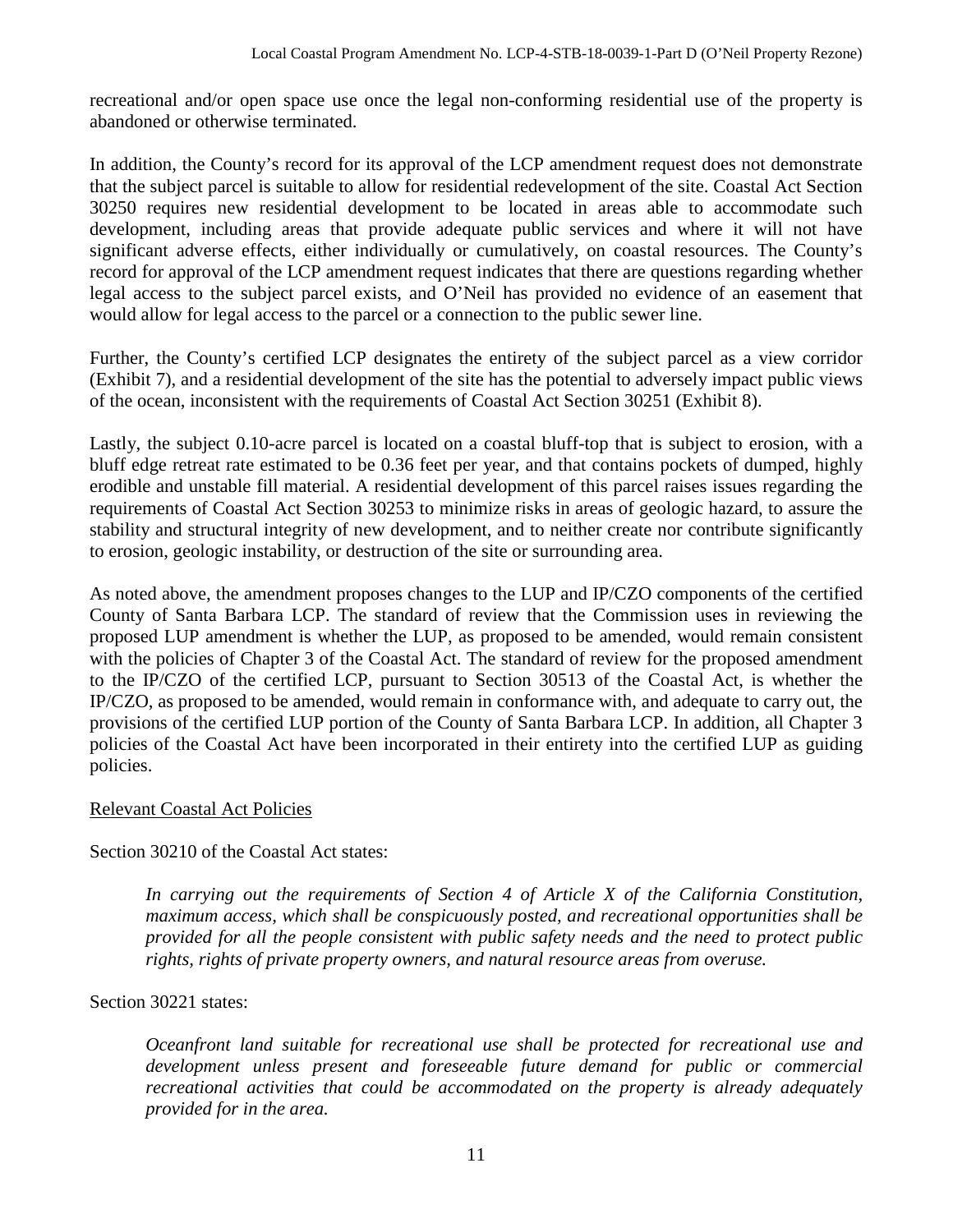recreational and/or open space use once the legal non-conforming residential use of the property is abandoned or otherwise terminated.

In addition, the County's record for its approval of the LCP amendment request does not demonstrate that the subject parcel is suitable to allow for residential redevelopment of the site. Coastal Act Section 30250 requires new residential development to be located in areas able to accommodate such development, including areas that provide adequate public services and where it will not have significant adverse effects, either individually or cumulatively, on coastal resources. The County's record for approval of the LCP amendment request indicates that there are questions regarding whether legal access to the subject parcel exists, and O'Neil has provided no evidence of an easement that would allow for legal access to the parcel or a connection to the public sewer line.

Further, the County's certified LCP designates the entirety of the subject parcel as a view corridor (Exhibit 7), and a residential development of the site has the potential to adversely impact public views of the ocean, inconsistent with the requirements of Coastal Act Section 30251 (Exhibit 8).

Lastly, the subject 0.10-acre parcel is located on a coastal bluff-top that is subject to erosion, with a bluff edge retreat rate estimated to be 0.36 feet per year, and that contains pockets of dumped, highly erodible and unstable fill material. A residential development of this parcel raises issues regarding the requirements of Coastal Act Section 30253 to minimize risks in areas of geologic hazard, to assure the stability and structural integrity of new development, and to neither create nor contribute significantly to erosion, geologic instability, or destruction of the site or surrounding area.

As noted above, the amendment proposes changes to the LUP and IP/CZO components of the certified County of Santa Barbara LCP. The standard of review that the Commission uses in reviewing the proposed LUP amendment is whether the LUP, as proposed to be amended, would remain consistent with the policies of Chapter 3 of the Coastal Act. The standard of review for the proposed amendment to the IP/CZO of the certified LCP, pursuant to Section 30513 of the Coastal Act, is whether the IP/CZO, as proposed to be amended, would remain in conformance with, and adequate to carry out, the provisions of the certified LUP portion of the County of Santa Barbara LCP. In addition, all Chapter 3 policies of the Coastal Act have been incorporated in their entirety into the certified LUP as guiding policies.

<u>Relevant Coastal Act Policies</u>

Section 30210 of the Coastal Act states:

> *In carrying out the requirements of Section 4 of Article X of the California Constitution, maximum access, which shall be conspicuously posted, and recreational opportunities shall be provided for all the people consistent with public safety needs and the need to protect public rights, rights of private property owners, and natural resource areas from overuse.*

Section 30221 states:

> *Oceanfront land suitable for recreational use shall be protected for recreational use and development unless present and foreseeable future demand for public or commercial recreational activities that could be accommodated on the property is already adequately provided for in the area.*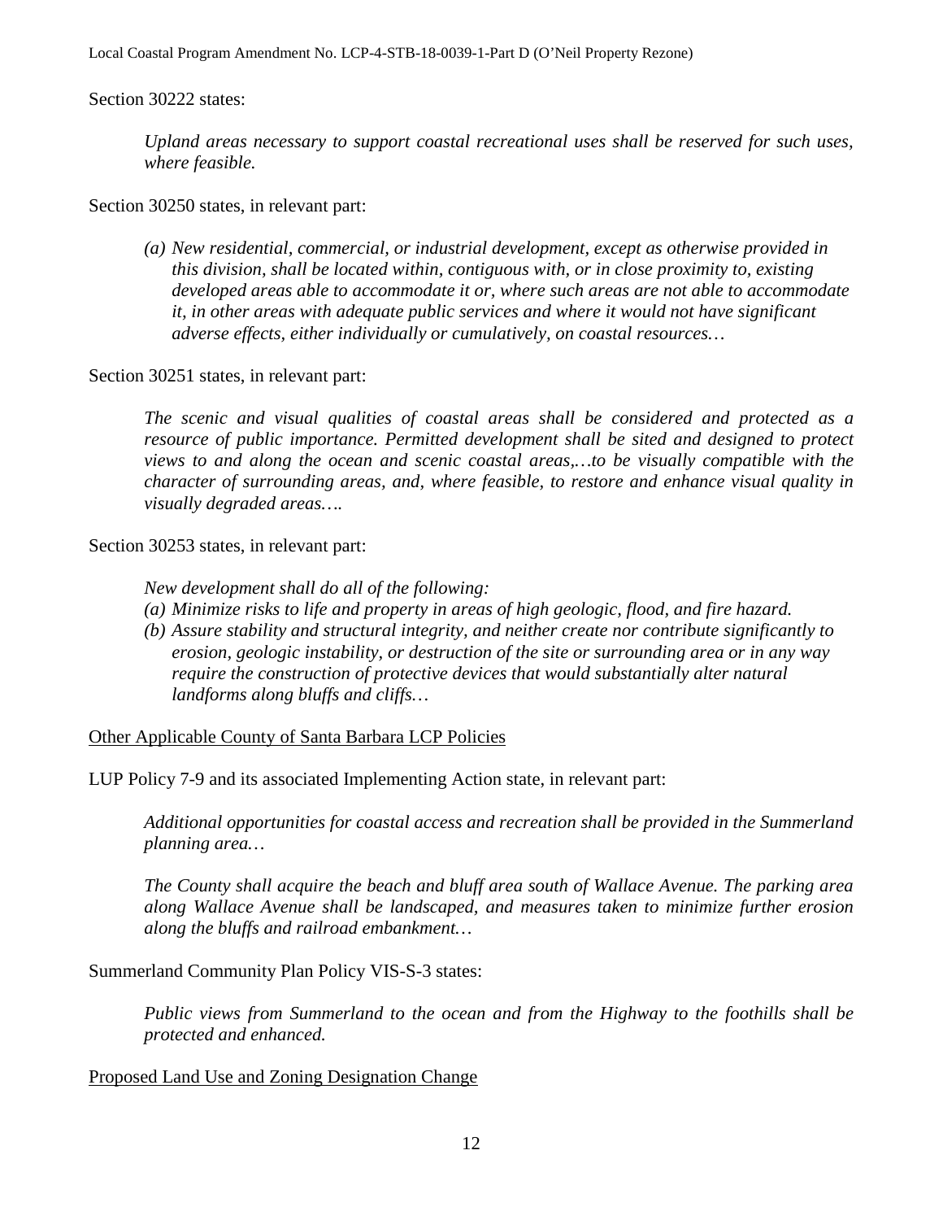Section 30222 states:

> *Upland areas necessary to support coastal recreational uses shall be reserved for such uses, where feasible.*

Section 30250 states, in relevant part:

> *(a) New residential, commercial, or industrial development, except as otherwise provided in this division, shall be located within, contiguous with, or in close proximity to, existing developed areas able to accommodate it or, where such areas are not able to accommodate it, in other areas with adequate public services and where it would not have significant adverse effects, either individually or cumulatively, on coastal resources…*

Section 30251 states, in relevant part:

> *The scenic and visual qualities of coastal areas shall be considered and protected as a resource of public importance. Permitted development shall be sited and designed to protect views to and along the ocean and scenic coastal areas,…to be visually compatible with the character of surrounding areas, and, where feasible, to restore and enhance visual quality in visually degraded areas….*

Section 30253 states, in relevant part:

> *New development shall do all of the following:*
>
> *(a) Minimize risks to life and property in areas of high geologic, flood, and fire hazard.*
>
> *(b) Assure stability and structural integrity, and neither create nor contribute significantly to erosion, geologic instability, or destruction of the site or surrounding area or in any way require the construction of protective devices that would substantially alter natural landforms along bluffs and cliffs…*

<u>Other Applicable County of Santa Barbara LCP Policies</u>

LUP Policy 7-9 and its associated Implementing Action state, in relevant part:

> *Additional opportunities for coastal access and recreation shall be provided in the Summerland planning area…*
>
> *The County shall acquire the beach and bluff area south of Wallace Avenue. The parking area along Wallace Avenue shall be landscaped, and measures taken to minimize further erosion along the bluffs and railroad embankment…*

Summerland Community Plan Policy VIS-S-3 states:

> *Public views from Summerland to the ocean and from the Highway to the foothills shall be protected and enhanced.*

<u>Proposed Land Use and Zoning Designation Change</u>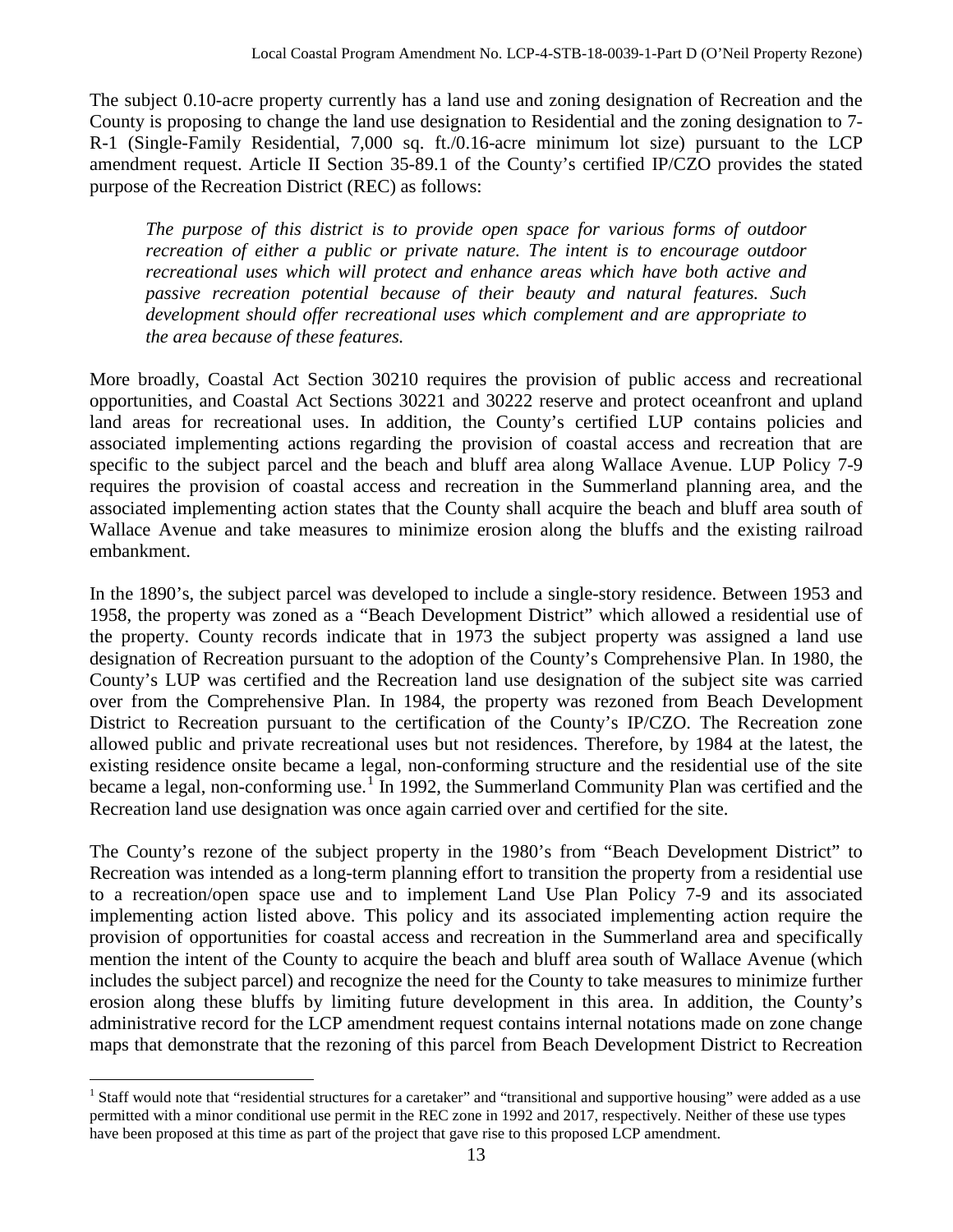The subject 0.10-acre property currently has a land use and zoning designation of Recreation and the County is proposing to change the land use designation to Residential and the zoning designation to 7-R-1 (Single-Family Residential, 7,000 sq. ft./0.16-acre minimum lot size) pursuant to the LCP amendment request. Article II Section 35-89.1 of the County's certified IP/CZO provides the stated purpose of the Recreation District (REC) as follows:

> *The purpose of this district is to provide open space for various forms of outdoor recreation of either a public or private nature. The intent is to encourage outdoor recreational uses which will protect and enhance areas which have both active and passive recreation potential because of their beauty and natural features. Such development should offer recreational uses which complement and are appropriate to the area because of these features.*

More broadly, Coastal Act Section 30210 requires the provision of public access and recreational opportunities, and Coastal Act Sections 30221 and 30222 reserve and protect oceanfront and upland land areas for recreational uses. In addition, the County's certified LUP contains policies and associated implementing actions regarding the provision of coastal access and recreation that are specific to the subject parcel and the beach and bluff area along Wallace Avenue. LUP Policy 7-9 requires the provision of coastal access and recreation in the Summerland planning area, and the associated implementing action states that the County shall acquire the beach and bluff area south of Wallace Avenue and take measures to minimize erosion along the bluffs and the existing railroad embankment.

In the 1890's, the subject parcel was developed to include a single-story residence. Between 1953 and 1958, the property was zoned as a "Beach Development District" which allowed a residential use of the property. County records indicate that in 1973 the subject property was assigned a land use designation of Recreation pursuant to the adoption of the County's Comprehensive Plan. In 1980, the County's LUP was certified and the Recreation land use designation of the subject site was carried over from the Comprehensive Plan. In 1984, the property was rezoned from Beach Development District to Recreation pursuant to the certification of the County's IP/CZO. The Recreation zone allowed public and private recreational uses but not residences. Therefore, by 1984 at the latest, the existing residence onsite became a legal, non-conforming structure and the residential use of the site became a legal, non-conforming use.[1] In 1992, the Summerland Community Plan was certified and the Recreation land use designation was once again carried over and certified for the site.

The County's rezone of the subject property in the 1980's from "Beach Development District" to Recreation was intended as a long-term planning effort to transition the property from a residential use to a recreation/open space use and to implement Land Use Plan Policy 7-9 and its associated implementing action listed above. This policy and its associated implementing action require the provision of opportunities for coastal access and recreation in the Summerland area and specifically mention the intent of the County to acquire the beach and bluff area south of Wallace Avenue (which includes the subject parcel) and recognize the need for the County to take measures to minimize further erosion along these bluffs by limiting future development in this area. In addition, the County's administrative record for the LCP amendment request contains internal notations made on zone change maps that demonstrate that the rezoning of this parcel from Beach Development District to Recreation

[1] Staff would note that "residential structures for a caretaker" and "transitional and supportive housing" were added as a use permitted with a minor conditional use permit in the REC zone in 1992 and 2017, respectively. Neither of these use types have been proposed at this time as part of the project that gave rise to this proposed LCP amendment.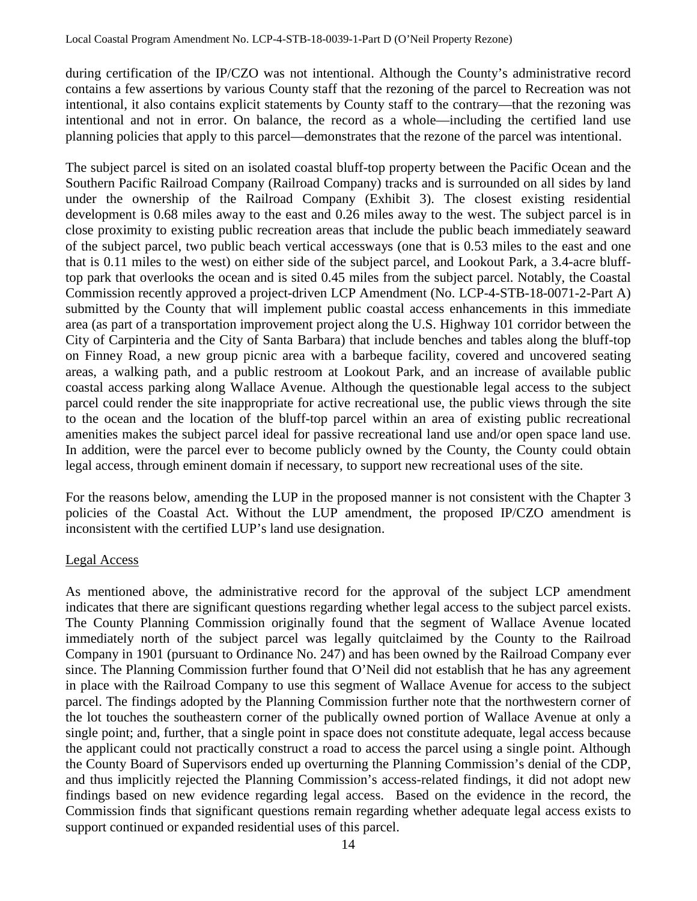during certification of the IP/CZO was not intentional. Although the County's administrative record contains a few assertions by various County staff that the rezoning of the parcel to Recreation was not intentional, it also contains explicit statements by County staff to the contrary—that the rezoning was intentional and not in error. On balance, the record as a whole—including the certified land use planning policies that apply to this parcel—demonstrates that the rezone of the parcel was intentional.

The subject parcel is sited on an isolated coastal bluff-top property between the Pacific Ocean and the Southern Pacific Railroad Company (Railroad Company) tracks and is surrounded on all sides by land under the ownership of the Railroad Company (Exhibit 3). The closest existing residential development is 0.68 miles away to the east and 0.26 miles away to the west. The subject parcel is in close proximity to existing public recreation areas that include the public beach immediately seaward of the subject parcel, two public beach vertical accessways (one that is 0.53 miles to the east and one that is 0.11 miles to the west) on either side of the subject parcel, and Lookout Park, a 3.4-acre bluff-top park that overlooks the ocean and is sited 0.45 miles from the subject parcel. Notably, the Coastal Commission recently approved a project-driven LCP Amendment (No. LCP-4-STB-18-0071-2-Part A) submitted by the County that will implement public coastal access enhancements in this immediate area (as part of a transportation improvement project along the U.S. Highway 101 corridor between the City of Carpinteria and the City of Santa Barbara) that include benches and tables along the bluff-top on Finney Road, a new group picnic area with a barbeque facility, covered and uncovered seating areas, a walking path, and a public restroom at Lookout Park, and an increase of available public coastal access parking along Wallace Avenue. Although the questionable legal access to the subject parcel could render the site inappropriate for active recreational use, the public views through the site to the ocean and the location of the bluff-top parcel within an area of existing public recreational amenities makes the subject parcel ideal for passive recreational land use and/or open space land use. In addition, were the parcel ever to become publicly owned by the County, the County could obtain legal access, through eminent domain if necessary, to support new recreational uses of the site.

For the reasons below, amending the LUP in the proposed manner is not consistent with the Chapter 3 policies of the Coastal Act. Without the LUP amendment, the proposed IP/CZO amendment is inconsistent with the certified LUP's land use designation.

## Legal Access

As mentioned above, the administrative record for the approval of the subject LCP amendment indicates that there are significant questions regarding whether legal access to the subject parcel exists. The County Planning Commission originally found that the segment of Wallace Avenue located immediately north of the subject parcel was legally quitclaimed by the County to the Railroad Company in 1901 (pursuant to Ordinance No. 247) and has been owned by the Railroad Company ever since. The Planning Commission further found that O'Neil did not establish that he has any agreement in place with the Railroad Company to use this segment of Wallace Avenue for access to the subject parcel. The findings adopted by the Planning Commission further note that the northwestern corner of the lot touches the southeastern corner of the publically owned portion of Wallace Avenue at only a single point; and, further, that a single point in space does not constitute adequate, legal access because the applicant could not practically construct a road to access the parcel using a single point. Although the County Board of Supervisors ended up overturning the Planning Commission's denial of the CDP, and thus implicitly rejected the Planning Commission's access-related findings, it did not adopt new findings based on new evidence regarding legal access. Based on the evidence in the record, the Commission finds that significant questions remain regarding whether adequate legal access exists to support continued or expanded residential uses of this parcel.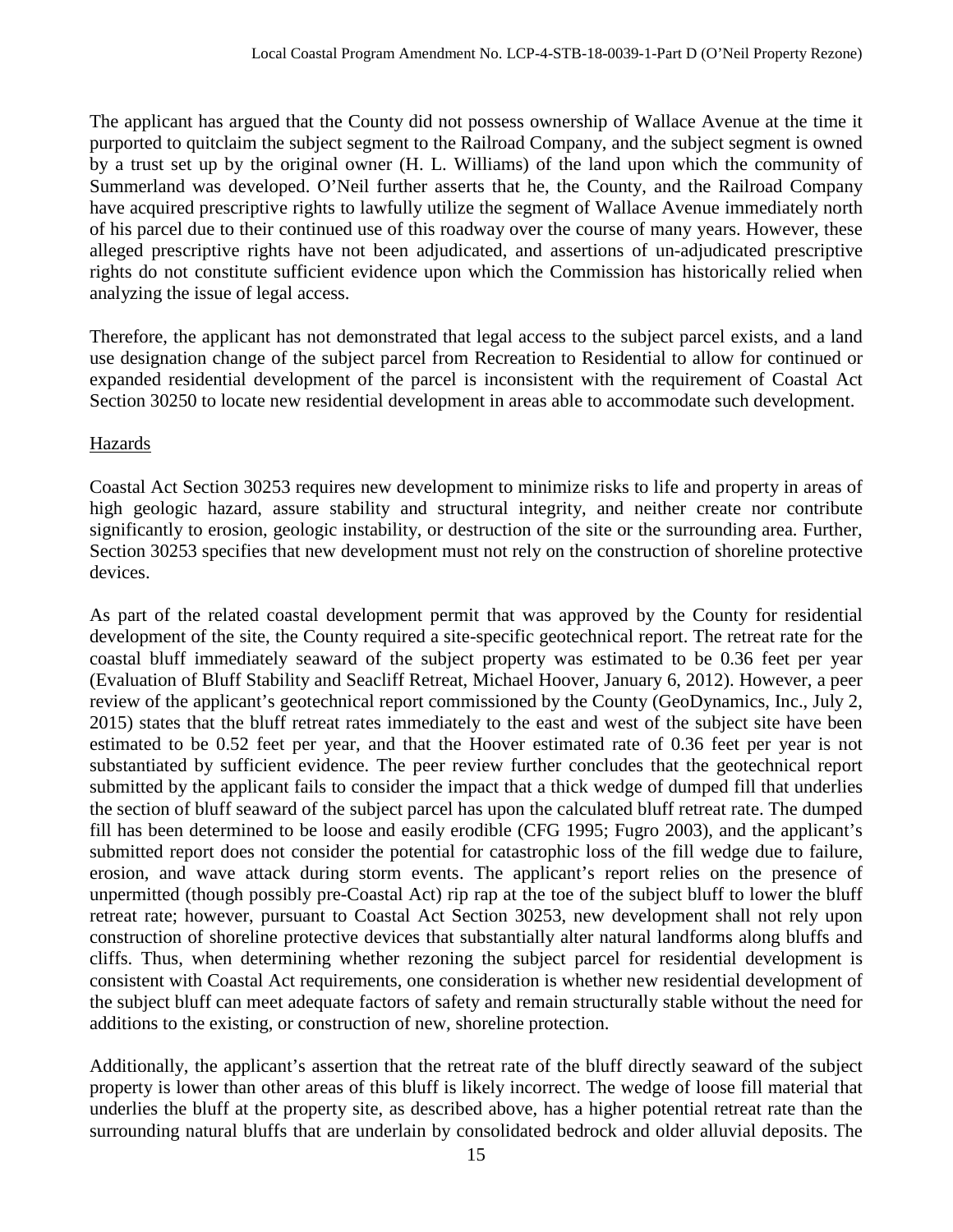The applicant has argued that the County did not possess ownership of Wallace Avenue at the time it purported to quitclaim the subject segment to the Railroad Company, and the subject segment is owned by a trust set up by the original owner (H. L. Williams) of the land upon which the community of Summerland was developed. O'Neil further asserts that he, the County, and the Railroad Company have acquired prescriptive rights to lawfully utilize the segment of Wallace Avenue immediately north of his parcel due to their continued use of this roadway over the course of many years. However, these alleged prescriptive rights have not been adjudicated, and assertions of un-adjudicated prescriptive rights do not constitute sufficient evidence upon which the Commission has historically relied when analyzing the issue of legal access.

Therefore, the applicant has not demonstrated that legal access to the subject parcel exists, and a land use designation change of the subject parcel from Recreation to Residential to allow for continued or expanded residential development of the parcel is inconsistent with the requirement of Coastal Act Section 30250 to locate new residential development in areas able to accommodate such development.

Hazards

Coastal Act Section 30253 requires new development to minimize risks to life and property in areas of high geologic hazard, assure stability and structural integrity, and neither create nor contribute significantly to erosion, geologic instability, or destruction of the site or the surrounding area. Further, Section 30253 specifies that new development must not rely on the construction of shoreline protective devices.

As part of the related coastal development permit that was approved by the County for residential development of the site, the County required a site-specific geotechnical report. The retreat rate for the coastal bluff immediately seaward of the subject property was estimated to be 0.36 feet per year (Evaluation of Bluff Stability and Seacliff Retreat, Michael Hoover, January 6, 2012). However, a peer review of the applicant's geotechnical report commissioned by the County (GeoDynamics, Inc., July 2, 2015) states that the bluff retreat rates immediately to the east and west of the subject site have been estimated to be 0.52 feet per year, and that the Hoover estimated rate of 0.36 feet per year is not substantiated by sufficient evidence. The peer review further concludes that the geotechnical report submitted by the applicant fails to consider the impact that a thick wedge of dumped fill that underlies the section of bluff seaward of the subject parcel has upon the calculated bluff retreat rate. The dumped fill has been determined to be loose and easily erodible (CFG 1995; Fugro 2003), and the applicant's submitted report does not consider the potential for catastrophic loss of the fill wedge due to failure, erosion, and wave attack during storm events. The applicant's report relies on the presence of unpermitted (though possibly pre-Coastal Act) rip rap at the toe of the subject bluff to lower the bluff retreat rate; however, pursuant to Coastal Act Section 30253, new development shall not rely upon construction of shoreline protective devices that substantially alter natural landforms along bluffs and cliffs. Thus, when determining whether rezoning the subject parcel for residential development is consistent with Coastal Act requirements, one consideration is whether new residential development of the subject bluff can meet adequate factors of safety and remain structurally stable without the need for additions to the existing, or construction of new, shoreline protection.

Additionally, the applicant's assertion that the retreat rate of the bluff directly seaward of the subject property is lower than other areas of this bluff is likely incorrect. The wedge of loose fill material that underlies the bluff at the property site, as described above, has a higher potential retreat rate than the surrounding natural bluffs that are underlain by consolidated bedrock and older alluvial deposits. The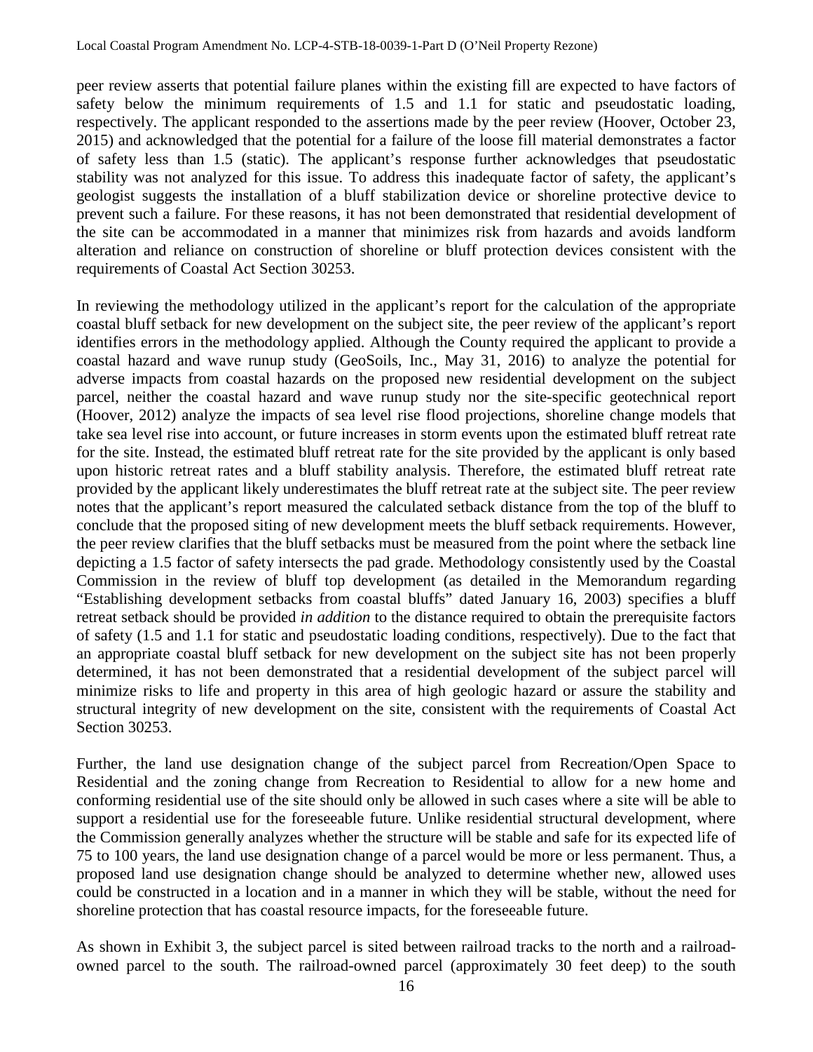peer review asserts that potential failure planes within the existing fill are expected to have factors of safety below the minimum requirements of 1.5 and 1.1 for static and pseudostatic loading, respectively. The applicant responded to the assertions made by the peer review (Hoover, October 23, 2015) and acknowledged that the potential for a failure of the loose fill material demonstrates a factor of safety less than 1.5 (static). The applicant's response further acknowledges that pseudostatic stability was not analyzed for this issue. To address this inadequate factor of safety, the applicant's geologist suggests the installation of a bluff stabilization device or shoreline protective device to prevent such a failure. For these reasons, it has not been demonstrated that residential development of the site can be accommodated in a manner that minimizes risk from hazards and avoids landform alteration and reliance on construction of shoreline or bluff protection devices consistent with the requirements of Coastal Act Section 30253.

In reviewing the methodology utilized in the applicant's report for the calculation of the appropriate coastal bluff setback for new development on the subject site, the peer review of the applicant's report identifies errors in the methodology applied. Although the County required the applicant to provide a coastal hazard and wave runup study (GeoSoils, Inc., May 31, 2016) to analyze the potential for adverse impacts from coastal hazards on the proposed new residential development on the subject parcel, neither the coastal hazard and wave runup study nor the site-specific geotechnical report (Hoover, 2012) analyze the impacts of sea level rise flood projections, shoreline change models that take sea level rise into account, or future increases in storm events upon the estimated bluff retreat rate for the site. Instead, the estimated bluff retreat rate for the site provided by the applicant is only based upon historic retreat rates and a bluff stability analysis. Therefore, the estimated bluff retreat rate provided by the applicant likely underestimates the bluff retreat rate at the subject site. The peer review notes that the applicant's report measured the calculated setback distance from the top of the bluff to conclude that the proposed siting of new development meets the bluff setback requirements. However, the peer review clarifies that the bluff setbacks must be measured from the point where the setback line depicting a 1.5 factor of safety intersects the pad grade. Methodology consistently used by the Coastal Commission in the review of bluff top development (as detailed in the Memorandum regarding "Establishing development setbacks from coastal bluffs" dated January 16, 2003) specifies a bluff retreat setback should be provided *in addition* to the distance required to obtain the prerequisite factors of safety (1.5 and 1.1 for static and pseudostatic loading conditions, respectively). Due to the fact that an appropriate coastal bluff setback for new development on the subject site has not been properly determined, it has not been demonstrated that a residential development of the subject parcel will minimize risks to life and property in this area of high geologic hazard or assure the stability and structural integrity of new development on the site, consistent with the requirements of Coastal Act Section 30253.

Further, the land use designation change of the subject parcel from Recreation/Open Space to Residential and the zoning change from Recreation to Residential to allow for a new home and conforming residential use of the site should only be allowed in such cases where a site will be able to support a residential use for the foreseeable future. Unlike residential structural development, where the Commission generally analyzes whether the structure will be stable and safe for its expected life of 75 to 100 years, the land use designation change of a parcel would be more or less permanent. Thus, a proposed land use designation change should be analyzed to determine whether new, allowed uses could be constructed in a location and in a manner in which they will be stable, without the need for shoreline protection that has coastal resource impacts, for the foreseeable future.

As shown in Exhibit 3, the subject parcel is sited between railroad tracks to the north and a railroad-owned parcel to the south. The railroad-owned parcel (approximately 30 feet deep) to the south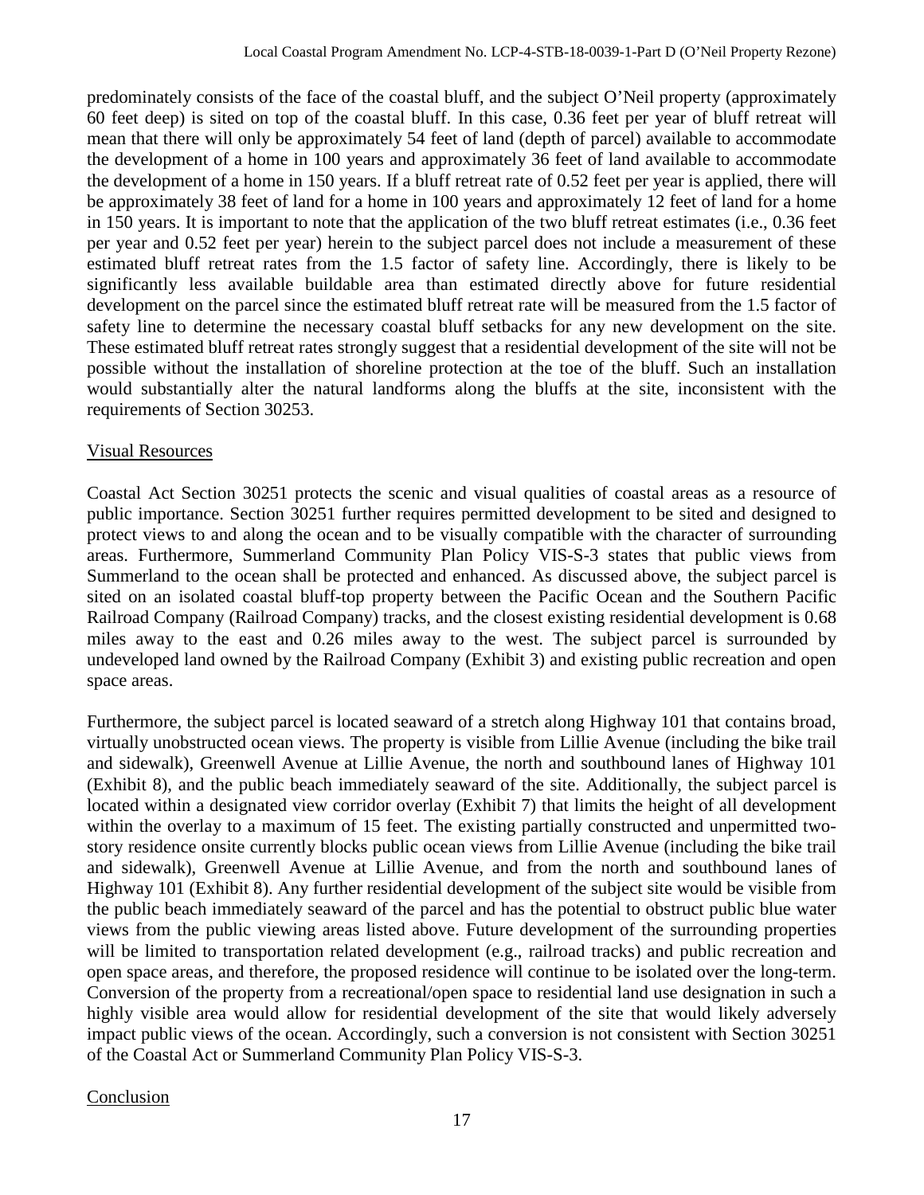predominately consists of the face of the coastal bluff, and the subject O'Neil property (approximately 60 feet deep) is sited on top of the coastal bluff. In this case, 0.36 feet per year of bluff retreat will mean that there will only be approximately 54 feet of land (depth of parcel) available to accommodate the development of a home in 100 years and approximately 36 feet of land available to accommodate the development of a home in 150 years. If a bluff retreat rate of 0.52 feet per year is applied, there will be approximately 38 feet of land for a home in 100 years and approximately 12 feet of land for a home in 150 years. It is important to note that the application of the two bluff retreat estimates (i.e., 0.36 feet per year and 0.52 feet per year) herein to the subject parcel does not include a measurement of these estimated bluff retreat rates from the 1.5 factor of safety line. Accordingly, there is likely to be significantly less available buildable area than estimated directly above for future residential development on the parcel since the estimated bluff retreat rate will be measured from the 1.5 factor of safety line to determine the necessary coastal bluff setbacks for any new development on the site. These estimated bluff retreat rates strongly suggest that a residential development of the site will not be possible without the installation of shoreline protection at the toe of the bluff. Such an installation would substantially alter the natural landforms along the bluffs at the site, inconsistent with the requirements of Section 30253.

## Visual Resources

Coastal Act Section 30251 protects the scenic and visual qualities of coastal areas as a resource of public importance. Section 30251 further requires permitted development to be sited and designed to protect views to and along the ocean and to be visually compatible with the character of surrounding areas. Furthermore, Summerland Community Plan Policy VIS-S-3 states that public views from Summerland to the ocean shall be protected and enhanced. As discussed above, the subject parcel is sited on an isolated coastal bluff-top property between the Pacific Ocean and the Southern Pacific Railroad Company (Railroad Company) tracks, and the closest existing residential development is 0.68 miles away to the east and 0.26 miles away to the west. The subject parcel is surrounded by undeveloped land owned by the Railroad Company (Exhibit 3) and existing public recreation and open space areas.

Furthermore, the subject parcel is located seaward of a stretch along Highway 101 that contains broad, virtually unobstructed ocean views. The property is visible from Lillie Avenue (including the bike trail and sidewalk), Greenwell Avenue at Lillie Avenue, the north and southbound lanes of Highway 101 (Exhibit 8), and the public beach immediately seaward of the site. Additionally, the subject parcel is located within a designated view corridor overlay (Exhibit 7) that limits the height of all development within the overlay to a maximum of 15 feet. The existing partially constructed and unpermitted two-story residence onsite currently blocks public ocean views from Lillie Avenue (including the bike trail and sidewalk), Greenwell Avenue at Lillie Avenue, and from the north and southbound lanes of Highway 101 (Exhibit 8). Any further residential development of the subject site would be visible from the public beach immediately seaward of the parcel and has the potential to obstruct public blue water views from the public viewing areas listed above. Future development of the surrounding properties will be limited to transportation related development (e.g., railroad tracks) and public recreation and open space areas, and therefore, the proposed residence will continue to be isolated over the long-term. Conversion of the property from a recreational/open space to residential land use designation in such a highly visible area would allow for residential development of the site that would likely adversely impact public views of the ocean. Accordingly, such a conversion is not consistent with Section 30251 of the Coastal Act or Summerland Community Plan Policy VIS-S-3.

## Conclusion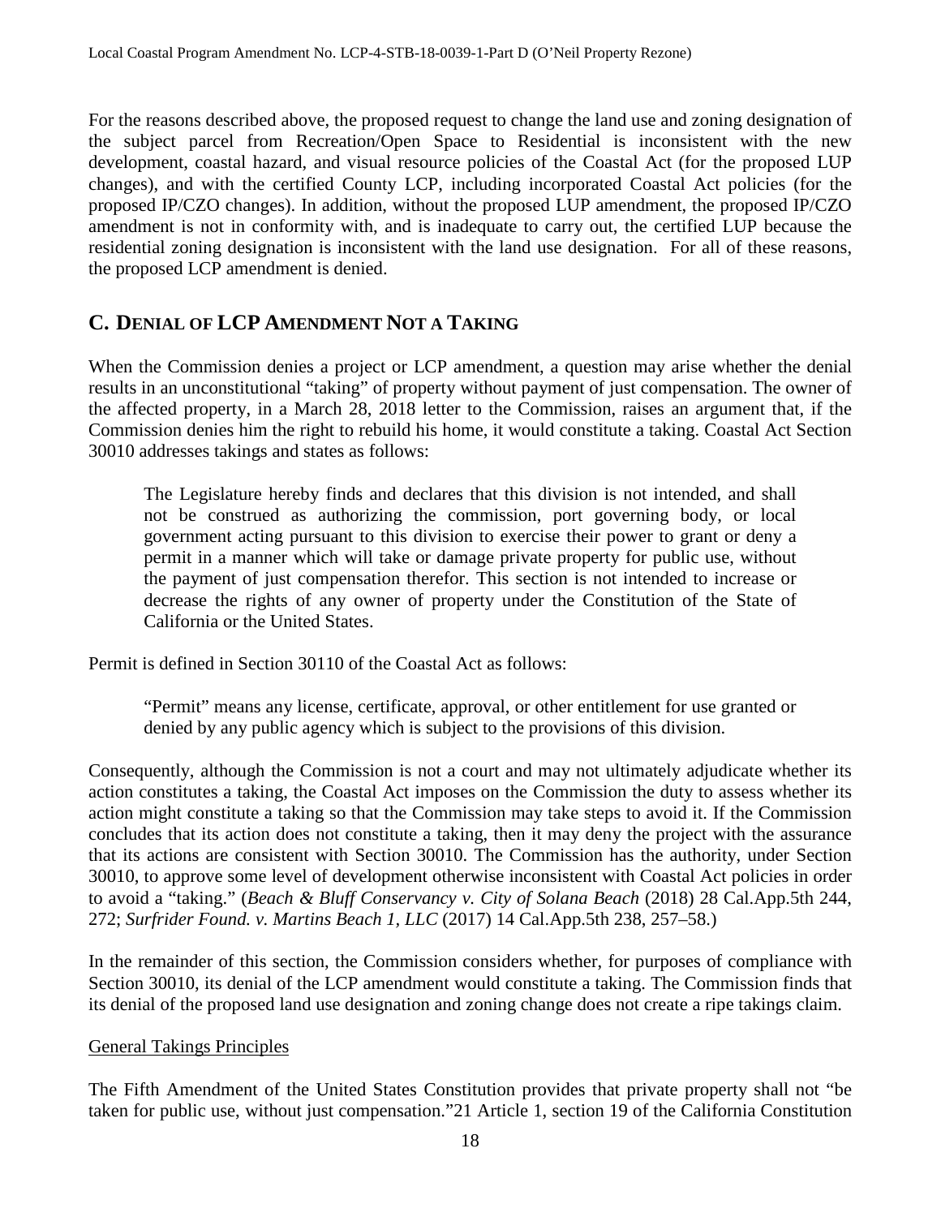For the reasons described above, the proposed request to change the land use and zoning designation of the subject parcel from Recreation/Open Space to Residential is inconsistent with the new development, coastal hazard, and visual resource policies of the Coastal Act (for the proposed LUP changes), and with the certified County LCP, including incorporated Coastal Act policies (for the proposed IP/CZO changes). In addition, without the proposed LUP amendment, the proposed IP/CZO amendment is not in conformity with, and is inadequate to carry out, the certified LUP because the residential zoning designation is inconsistent with the land use designation. For all of these reasons, the proposed LCP amendment is denied.

## C. DENIAL OF LCP AMENDMENT NOT A TAKING

When the Commission denies a project or LCP amendment, a question may arise whether the denial results in an unconstitutional "taking" of property without payment of just compensation. The owner of the affected property, in a March 28, 2018 letter to the Commission, raises an argument that, if the Commission denies him the right to rebuild his home, it would constitute a taking. Coastal Act Section 30010 addresses takings and states as follows:

> The Legislature hereby finds and declares that this division is not intended, and shall not be construed as authorizing the commission, port governing body, or local government acting pursuant to this division to exercise their power to grant or deny a permit in a manner which will take or damage private property for public use, without the payment of just compensation therefor. This section is not intended to increase or decrease the rights of any owner of property under the Constitution of the State of California or the United States.

Permit is defined in Section 30110 of the Coastal Act as follows:

> "Permit" means any license, certificate, approval, or other entitlement for use granted or denied by any public agency which is subject to the provisions of this division.

Consequently, although the Commission is not a court and may not ultimately adjudicate whether its action constitutes a taking, the Coastal Act imposes on the Commission the duty to assess whether its action might constitute a taking so that the Commission may take steps to avoid it. If the Commission concludes that its action does not constitute a taking, then it may deny the project with the assurance that its actions are consistent with Section 30010. The Commission has the authority, under Section 30010, to approve some level of development otherwise inconsistent with Coastal Act policies in order to avoid a "taking." (*Beach & Bluff Conservancy v. City of Solana Beach* (2018) 28 Cal.App.5th 244, 272; *Surfrider Found. v. Martins Beach 1, LLC* (2017) 14 Cal.App.5th 238, 257–58.)

In the remainder of this section, the Commission considers whether, for purposes of compliance with Section 30010, its denial of the LCP amendment would constitute a taking. The Commission finds that its denial of the proposed land use designation and zoning change does not create a ripe takings claim.

General Takings Principles

The Fifth Amendment of the United States Constitution provides that private property shall not "be taken for public use, without just compensation."[21] Article 1, section 19 of the California Constitution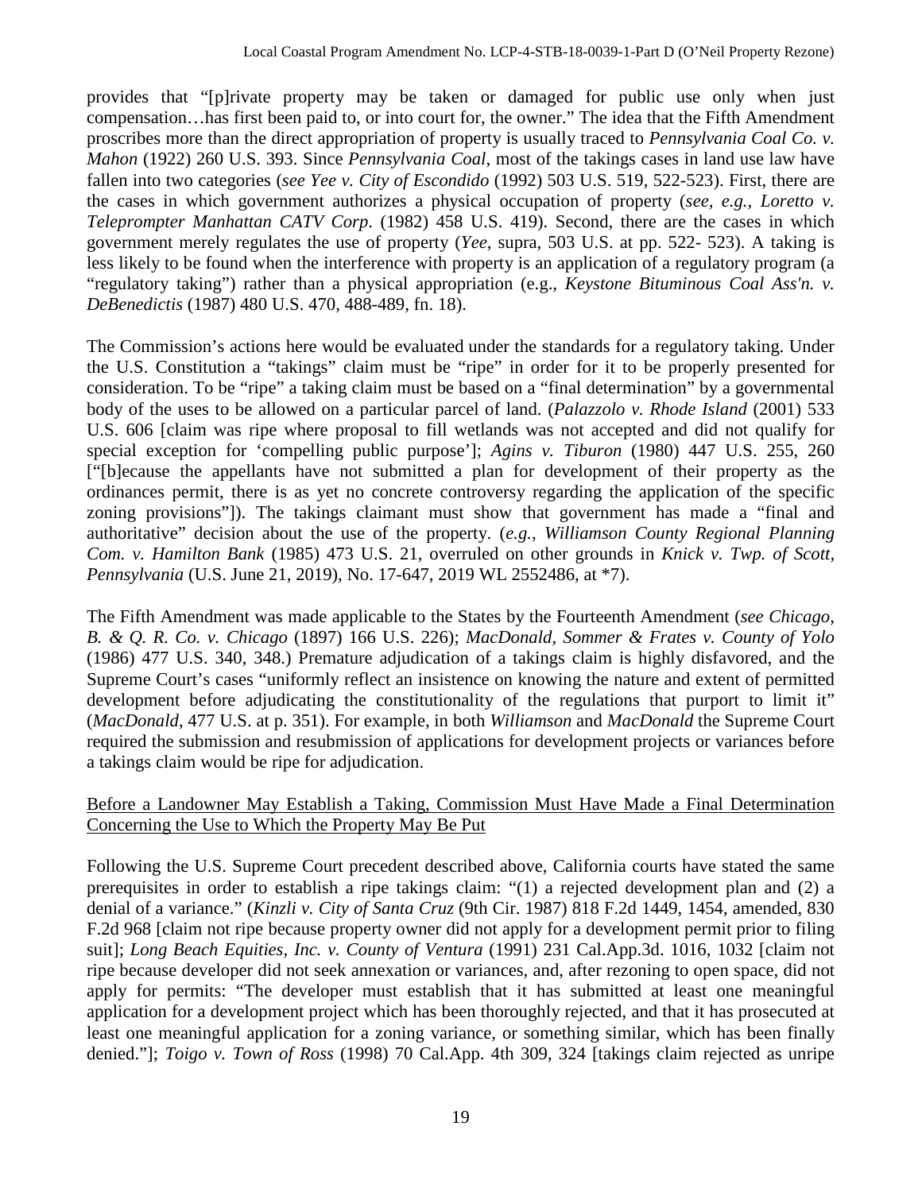provides that "[p]rivate property may be taken or damaged for public use only when just compensation…has first been paid to, or into court for, the owner." The idea that the Fifth Amendment proscribes more than the direct appropriation of property is usually traced to *Pennsylvania Coal Co. v. Mahon* (1922) 260 U.S. 393. Since *Pennsylvania Coal*, most of the takings cases in land use law have fallen into two categories (*see Yee v. City of Escondido* (1992) 503 U.S. 519, 522-523). First, there are the cases in which government authorizes a physical occupation of property (*see, e.g., Loretto v. Teleprompter Manhattan CATV Corp*. (1982) 458 U.S. 419). Second, there are the cases in which government merely regulates the use of property (*Yee*, supra, 503 U.S. at pp. 522- 523). A taking is less likely to be found when the interference with property is an application of a regulatory program (a "regulatory taking") rather than a physical appropriation (e.g., *Keystone Bituminous Coal Ass'n. v. DeBenedictis* (1987) 480 U.S. 470, 488-489, fn. 18).

The Commission's actions here would be evaluated under the standards for a regulatory taking. Under the U.S. Constitution a "takings" claim must be "ripe" in order for it to be properly presented for consideration. To be "ripe" a taking claim must be based on a "final determination" by a governmental body of the uses to be allowed on a particular parcel of land. (*Palazzolo v. Rhode Island* (2001) 533 U.S. 606 [claim was ripe where proposal to fill wetlands was not accepted and did not qualify for special exception for 'compelling public purpose']; *Agins v. Tiburon* (1980) 447 U.S. 255, 260 ["[b]ecause the appellants have not submitted a plan for development of their property as the ordinances permit, there is as yet no concrete controversy regarding the application of the specific zoning provisions"]). The takings claimant must show that government has made a "final and authoritative" decision about the use of the property. (*e.g., Williamson County Regional Planning Com. v. Hamilton Bank* (1985) 473 U.S. 21, overruled on other grounds in *Knick v. Twp. of Scott, Pennsylvania* (U.S. June 21, 2019), No. 17-647, 2019 WL 2552486, at *7).

The Fifth Amendment was made applicable to the States by the Fourteenth Amendment (*see Chicago, B. & Q. R. Co. v. Chicago* (1897) 166 U.S. 226); *MacDonald, Sommer & Frates v. County of Yolo* (1986) 477 U.S. 340, 348.) Premature adjudication of a takings claim is highly disfavored, and the Supreme Court's cases "uniformly reflect an insistence on knowing the nature and extent of permitted development before adjudicating the constitutionality of the regulations that purport to limit it" (*MacDonald*, 477 U.S. at p. 351). For example, in both *Williamson* and *MacDonald* the Supreme Court required the submission and resubmission of applications for development projects or variances before a takings claim would be ripe for adjudication.

<u>Before a Landowner May Establish a Taking, Commission Must Have Made a Final Determination Concerning the Use to Which the Property May Be Put</u>

Following the U.S. Supreme Court precedent described above, California courts have stated the same prerequisites in order to establish a ripe takings claim: "(1) a rejected development plan and (2) a denial of a variance." (*Kinzli v. City of Santa Cruz* (9th Cir. 1987) 818 F.2d 1449, 1454, amended, 830 F.2d 968 [claim not ripe because property owner did not apply for a development permit prior to filing suit]; *Long Beach Equities, Inc. v. County of Ventura* (1991) 231 Cal.App.3d. 1016, 1032 [claim not ripe because developer did not seek annexation or variances, and, after rezoning to open space, did not apply for permits: "The developer must establish that it has submitted at least one meaningful application for a development project which has been thoroughly rejected, and that it has prosecuted at least one meaningful application for a zoning variance, or something similar, which has been finally denied."]; *Toigo v. Town of Ross* (1998) 70 Cal.App. 4th 309, 324 [takings claim rejected as unripe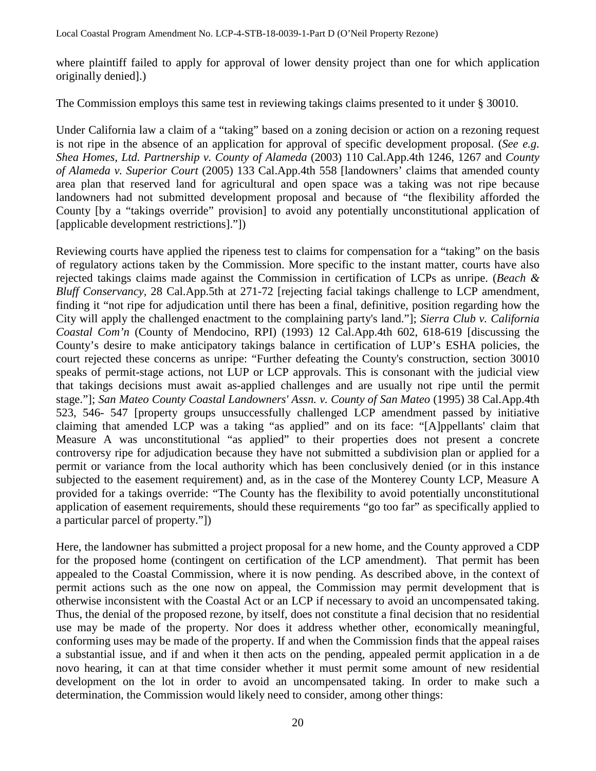where plaintiff failed to apply for approval of lower density project than one for which application originally denied].)

The Commission employs this same test in reviewing takings claims presented to it under § 30010.

Under California law a claim of a "taking" based on a zoning decision or action on a rezoning request is not ripe in the absence of an application for approval of specific development proposal. (*See e.g. Shea Homes, Ltd. Partnership v. County of Alameda* (2003) 110 Cal.App.4th 1246, 1267 and *County of Alameda v. Superior Court* (2005) 133 Cal.App.4th 558 [landowners' claims that amended county area plan that reserved land for agricultural and open space was a taking was not ripe because landowners had not submitted development proposal and because of "the flexibility afforded the County [by a "takings override" provision] to avoid any potentially unconstitutional application of [applicable development restrictions]."])

Reviewing courts have applied the ripeness test to claims for compensation for a "taking" on the basis of regulatory actions taken by the Commission. More specific to the instant matter, courts have also rejected takings claims made against the Commission in certification of LCPs as unripe. (*Beach & Bluff Conservancy*, 28 Cal.App.5th at 271-72 [rejecting facial takings challenge to LCP amendment, finding it "not ripe for adjudication until there has been a final, definitive, position regarding how the City will apply the challenged enactment to the complaining party's land."]; *Sierra Club v. California Coastal Com'n* (County of Mendocino, RPI) (1993) 12 Cal.App.4th 602, 618-619 [discussing the County's desire to make anticipatory takings balance in certification of LUP's ESHA policies, the court rejected these concerns as unripe: "Further defeating the County's construction, section 30010 speaks of permit-stage actions, not LUP or LCP approvals. This is consonant with the judicial view that takings decisions must await as-applied challenges and are usually not ripe until the permit stage."]; *San Mateo County Coastal Landowners' Assn. v. County of San Mateo* (1995) 38 Cal.App.4th 523, 546- 547 [property groups unsuccessfully challenged LCP amendment passed by initiative claiming that amended LCP was a taking "as applied" and on its face: "[A]ppellants' claim that Measure A was unconstitutional "as applied" to their properties does not present a concrete controversy ripe for adjudication because they have not submitted a subdivision plan or applied for a permit or variance from the local authority which has been conclusively denied (or in this instance subjected to the easement requirement) and, as in the case of the Monterey County LCP, Measure A provided for a takings override: "The County has the flexibility to avoid potentially unconstitutional application of easement requirements, should these requirements "go too far" as specifically applied to a particular parcel of property."])

Here, the landowner has submitted a project proposal for a new home, and the County approved a CDP for the proposed home (contingent on certification of the LCP amendment). That permit has been appealed to the Coastal Commission, where it is now pending. As described above, in the context of permit actions such as the one now on appeal, the Commission may permit development that is otherwise inconsistent with the Coastal Act or an LCP if necessary to avoid an uncompensated taking. Thus, the denial of the proposed rezone, by itself, does not constitute a final decision that no residential use may be made of the property. Nor does it address whether other, economically meaningful, conforming uses may be made of the property. If and when the Commission finds that the appeal raises a substantial issue, and if and when it then acts on the pending, appealed permit application in a de novo hearing, it can at that time consider whether it must permit some amount of new residential development on the lot in order to avoid an uncompensated taking. In order to make such a determination, the Commission would likely need to consider, among other things: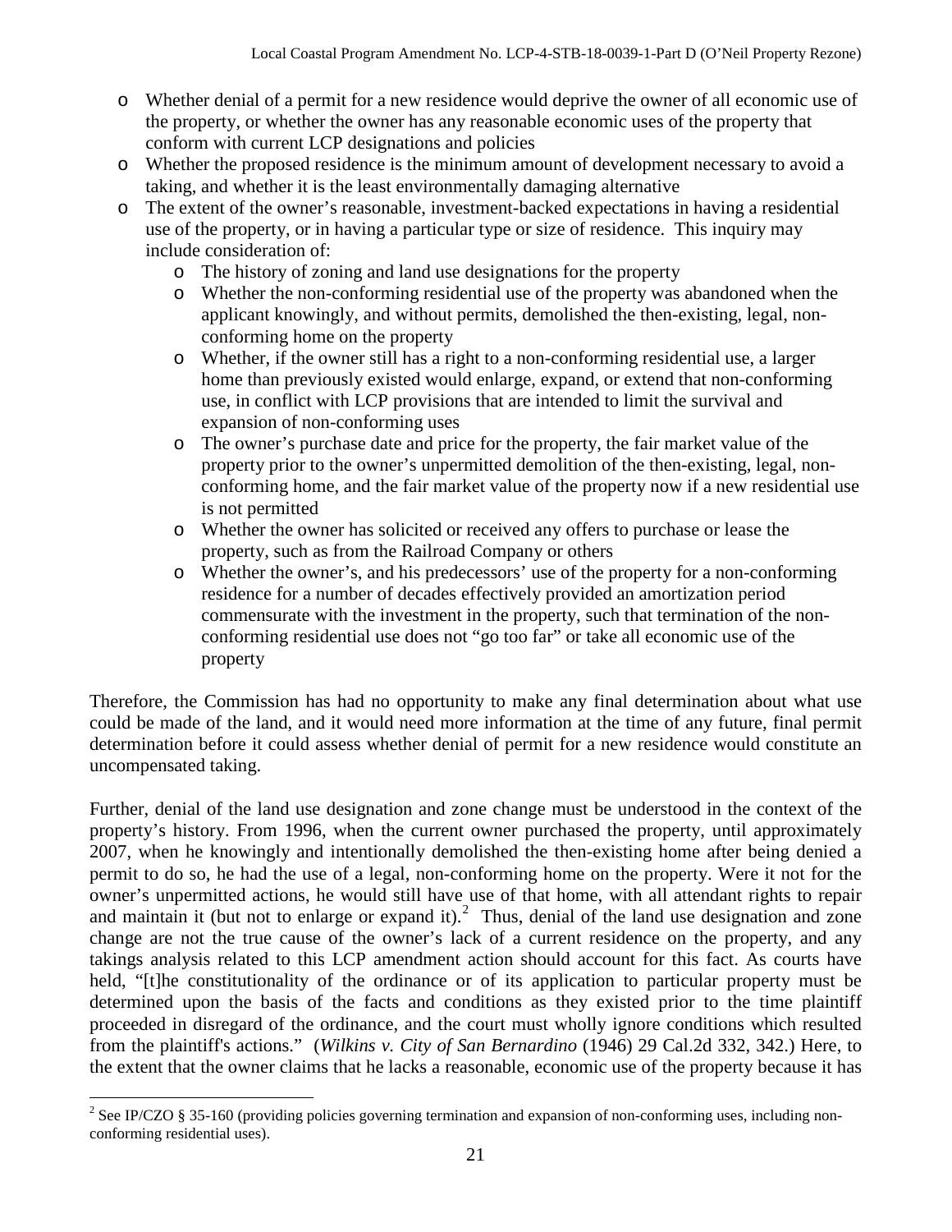- Whether denial of a permit for a new residence would deprive the owner of all economic use of the property, or whether the owner has any reasonable economic uses of the property that conform with current LCP designations and policies
- Whether the proposed residence is the minimum amount of development necessary to avoid a taking, and whether it is the least environmentally damaging alternative
- The extent of the owner's reasonable, investment-backed expectations in having a residential use of the property, or in having a particular type or size of residence. This inquiry may include consideration of:
  - The history of zoning and land use designations for the property
  - Whether the non-conforming residential use of the property was abandoned when the applicant knowingly, and without permits, demolished the then-existing, legal, non-conforming home on the property
  - Whether, if the owner still has a right to a non-conforming residential use, a larger home than previously existed would enlarge, expand, or extend that non-conforming use, in conflict with LCP provisions that are intended to limit the survival and expansion of non-conforming uses
  - The owner's purchase date and price for the property, the fair market value of the property prior to the owner's unpermitted demolition of the then-existing, legal, non-conforming home, and the fair market value of the property now if a new residential use is not permitted
  - Whether the owner has solicited or received any offers to purchase or lease the property, such as from the Railroad Company or others
  - Whether the owner's, and his predecessors' use of the property for a non-conforming residence for a number of decades effectively provided an amortization period commensurate with the investment in the property, such that termination of the non-conforming residential use does not "go too far" or take all economic use of the property

Therefore, the Commission has had no opportunity to make any final determination about what use could be made of the land, and it would need more information at the time of any future, final permit determination before it could assess whether denial of permit for a new residence would constitute an uncompensated taking.

Further, denial of the land use designation and zone change must be understood in the context of the property's history. From 1996, when the current owner purchased the property, until approximately 2007, when he knowingly and intentionally demolished the then-existing home after being denied a permit to do so, he had the use of a legal, non-conforming home on the property. Were it not for the owner's unpermitted actions, he would still have use of that home, with all attendant rights to repair and maintain it (but not to enlarge or expand it).[2] Thus, denial of the land use designation and zone change are not the true cause of the owner's lack of a current residence on the property, and any takings analysis related to this LCP amendment action should account for this fact. As courts have held, "[t]he constitutionality of the ordinance or of its application to particular property must be determined upon the basis of the facts and conditions as they existed prior to the time plaintiff proceeded in disregard of the ordinance, and the court must wholly ignore conditions which resulted from the plaintiff's actions." (*Wilkins v. City of San Bernardino* (1946) 29 Cal.2d 332, 342.) Here, to the extent that the owner claims that he lacks a reasonable, economic use of the property because it has

[2] See IP/CZO § 35-160 (providing policies governing termination and expansion of non-conforming uses, including non-conforming residential uses).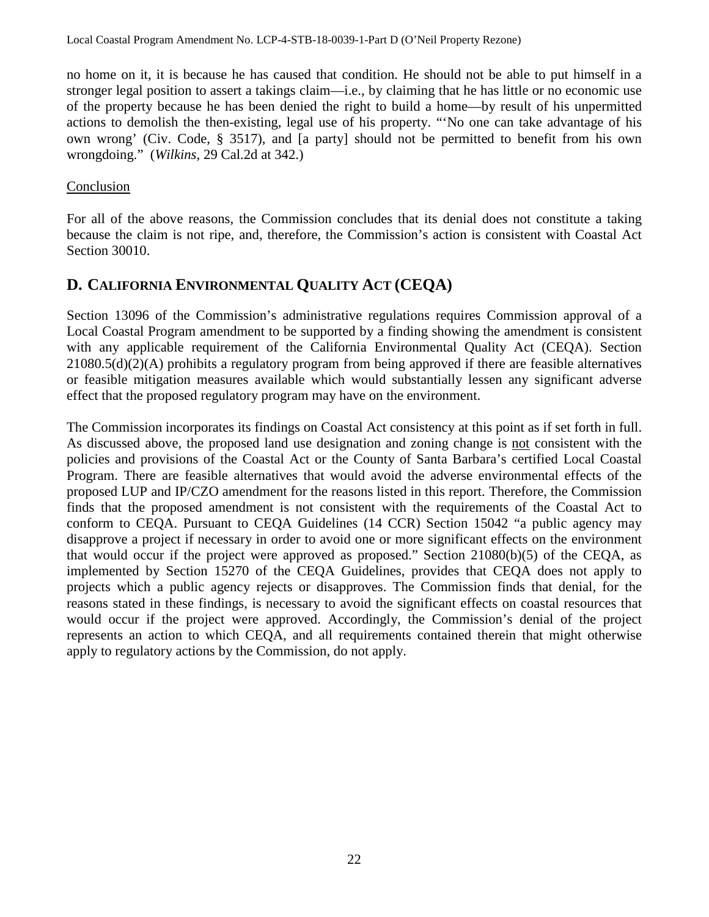no home on it, it is because he has caused that condition. He should not be able to put himself in a stronger legal position to assert a takings claim—i.e., by claiming that he has little or no economic use of the property because he has been denied the right to build a home—by result of his unpermitted actions to demolish the then-existing, legal use of his property. "'No one can take advantage of his own wrong' (Civ. Code, § 3517), and [a party] should not be permitted to benefit from his own wrongdoing." (*Wilkins*, 29 Cal.2d at 342.)

Conclusion

For all of the above reasons, the Commission concludes that its denial does not constitute a taking because the claim is not ripe, and, therefore, the Commission's action is consistent with Coastal Act Section 30010.

## D. CALIFORNIA ENVIRONMENTAL QUALITY ACT (CEQA)

Section 13096 of the Commission's administrative regulations requires Commission approval of a Local Coastal Program amendment to be supported by a finding showing the amendment is consistent with any applicable requirement of the California Environmental Quality Act (CEQA). Section 21080.5(d)(2)(A) prohibits a regulatory program from being approved if there are feasible alternatives or feasible mitigation measures available which would substantially lessen any significant adverse effect that the proposed regulatory program may have on the environment.

The Commission incorporates its findings on Coastal Act consistency at this point as if set forth in full. As discussed above, the proposed land use designation and zoning change is not consistent with the policies and provisions of the Coastal Act or the County of Santa Barbara's certified Local Coastal Program. There are feasible alternatives that would avoid the adverse environmental effects of the proposed LUP and IP/CZO amendment for the reasons listed in this report. Therefore, the Commission finds that the proposed amendment is not consistent with the requirements of the Coastal Act to conform to CEQA. Pursuant to CEQA Guidelines (14 CCR) Section 15042 "a public agency may disapprove a project if necessary in order to avoid one or more significant effects on the environment that would occur if the project were approved as proposed." Section 21080(b)(5) of the CEQA, as implemented by Section 15270 of the CEQA Guidelines, provides that CEQA does not apply to projects which a public agency rejects or disapproves. The Commission finds that denial, for the reasons stated in these findings, is necessary to avoid the significant effects on coastal resources that would occur if the project were approved. Accordingly, the Commission's denial of the project represents an action to which CEQA, and all requirements contained therein that might otherwise apply to regulatory actions by the Commission, do not apply.